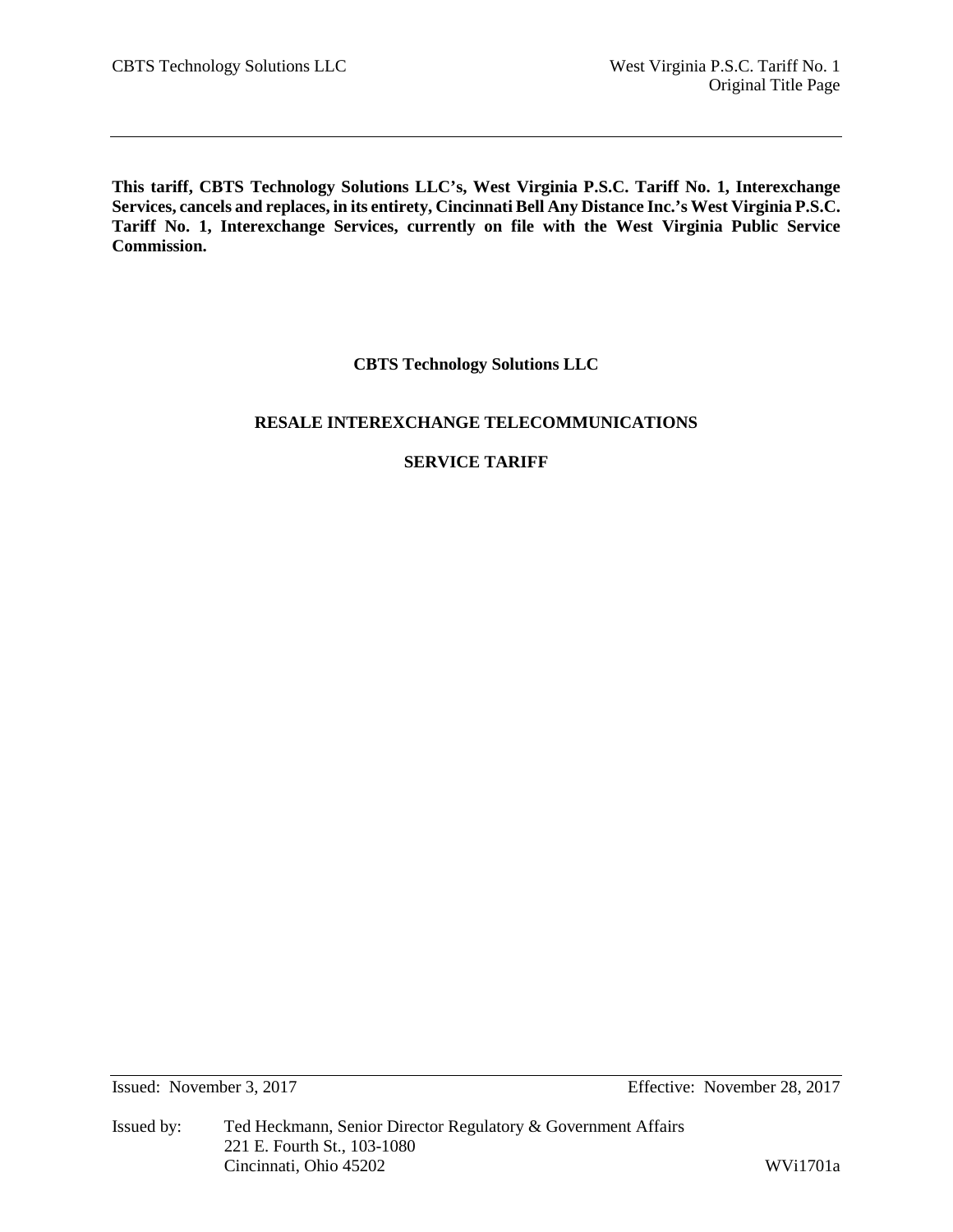**This tariff, CBTS Technology Solutions LLC's, West Virginia P.S.C. Tariff No. 1, Interexchange Services, cancels and replaces, in its entirety, Cincinnati Bell Any Distance Inc.'s West Virginia P.S.C. Tariff No. 1, Interexchange Services, currently on file with the West Virginia Public Service Commission.**

**CBTS Technology Solutions LLC**

**RESALE INTEREXCHANGE TELECOMMUNICATIONS**

**SERVICE TARIFF**

Issued: November 3, 2017 Effective: November 28, 2017

Issued by: Ted Heckmann, Senior Director Regulatory & Government Affairs
221 E. Fourth St., 103-1080
Cincinnati, Ohio 45202

WVi1701a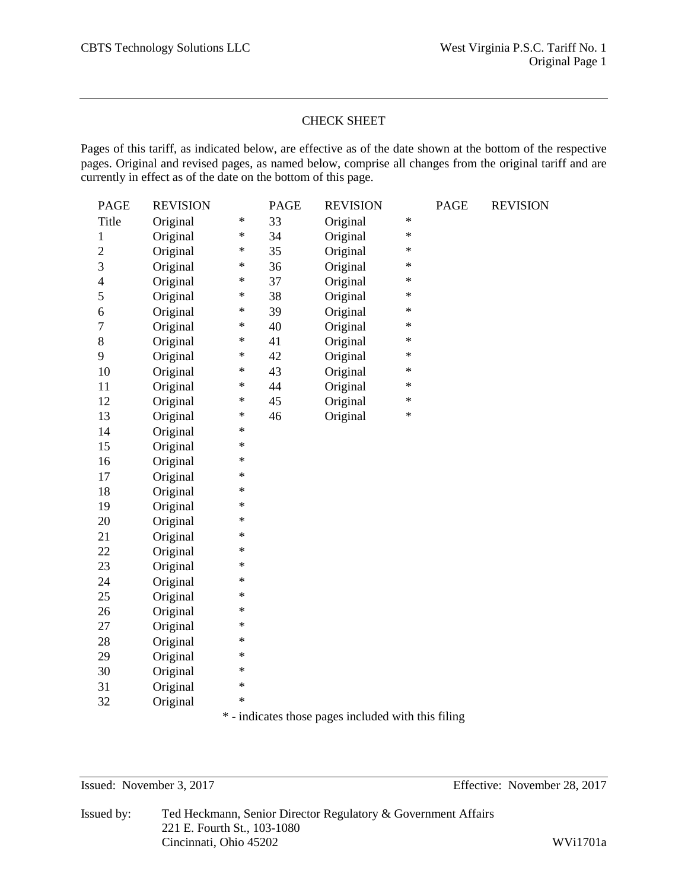## CHECK SHEET

Pages of this tariff, as indicated below, are effective as of the date shown at the bottom of the respective pages. Original and revised pages, as named below, comprise all changes from the original tariff and are currently in effect as of the date on the bottom of this page.

| PAGE | REVISION | | PAGE | REVISION | | PAGE | REVISION |
|---|---|---|---|---|---|---|---|
| Title | Original | * | 33 | Original | * | | |
| 1 | Original | * | 34 | Original | * | | |
| 2 | Original | * | 35 | Original | * | | |
| 3 | Original | * | 36 | Original | * | | |
| 4 | Original | * | 37 | Original | * | | |
| 5 | Original | * | 38 | Original | * | | |
| 6 | Original | * | 39 | Original | * | | |
| 7 | Original | * | 40 | Original | * | | |
| 8 | Original | * | 41 | Original | * | | |
| 9 | Original | * | 42 | Original | * | | |
| 10 | Original | * | 43 | Original | * | | |
| 11 | Original | * | 44 | Original | * | | |
| 12 | Original | * | 45 | Original | * | | |
| 13 | Original | * | 46 | Original | * | | |
| 14 | Original | * | | | | | |
| 15 | Original | * | | | | | |
| 16 | Original | * | | | | | |
| 17 | Original | * | | | | | |
| 18 | Original | * | | | | | |
| 19 | Original | * | | | | | |
| 20 | Original | * | | | | | |
| 21 | Original | * | | | | | |
| 22 | Original | * | | | | | |
| 23 | Original | * | | | | | |
| 24 | Original | * | | | | | |
| 25 | Original | * | | | | | |
| 26 | Original | * | | | | | |
| 27 | Original | * | | | | | |
| 28 | Original | * | | | | | |
| 29 | Original | * | | | | | |
| 30 | Original | * | | | | | |
| 31 | Original | * | | | | | |
| 32 | Original | * | | | | | |

* - indicates those pages included with this filing

Issued: November 3, 2017 Effective: November 28, 2017

Issued by: Ted Heckmann, Senior Director Regulatory & Government Affairs
221 E. Fourth St., 103-1080
Cincinnati, Ohio 45202

WVi1701a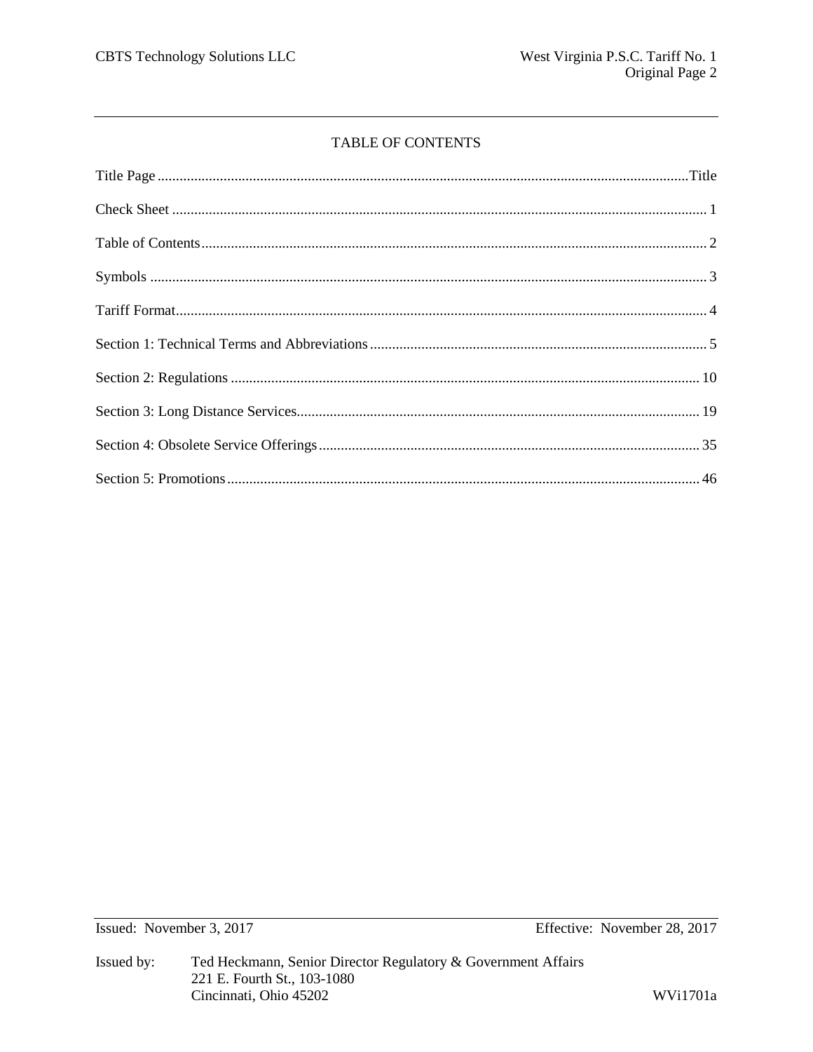# TABLE OF CONTENTS

| | |
|---|---|
| Title Page | Title |
| Check Sheet | 1 |
| Table of Contents | 2 |
| Symbols | 3 |
| Tariff Format | 4 |
| Section 1: Technical Terms and Abbreviations | 5 |
| Section 2: Regulations | 10 |
| Section 3: Long Distance Services | 19 |
| Section 4: Obsolete Service Offerings | 35 |
| Section 5: Promotions | 46 |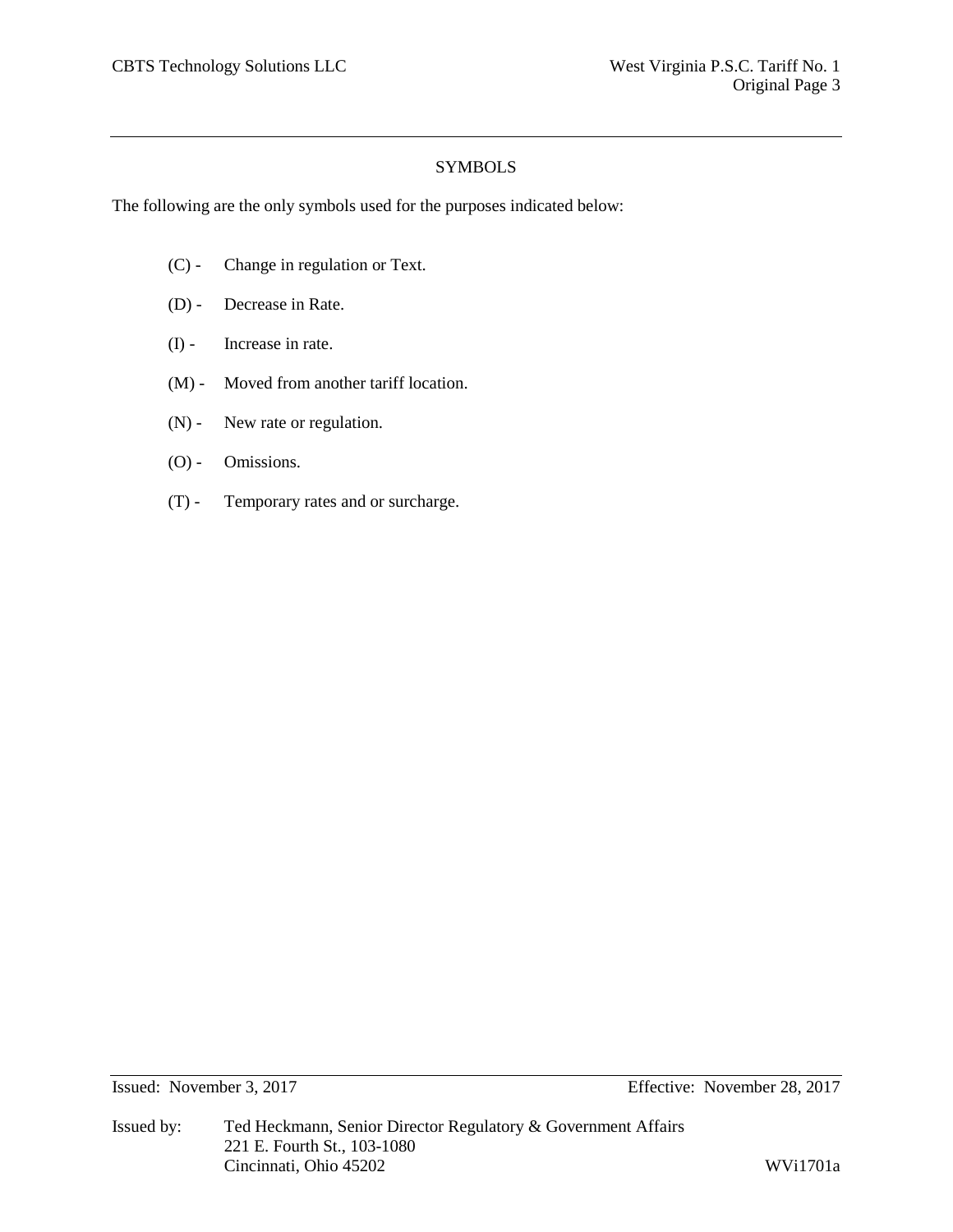## SYMBOLS

The following are the only symbols used for the purposes indicated below:

- (C) - Change in regulation or Text.
- (D) - Decrease in Rate.
- (I) - Increase in rate.
- (M) - Moved from another tariff location.
- (N) - New rate or regulation.
- (O) - Omissions.
- (T) - Temporary rates and or surcharge.

Issued: November 3, 2017 Effective: November 28, 2017

Issued by: Ted Heckmann, Senior Director Regulatory & Government Affairs
221 E. Fourth St., 103-1080
Cincinnati, Ohio 45202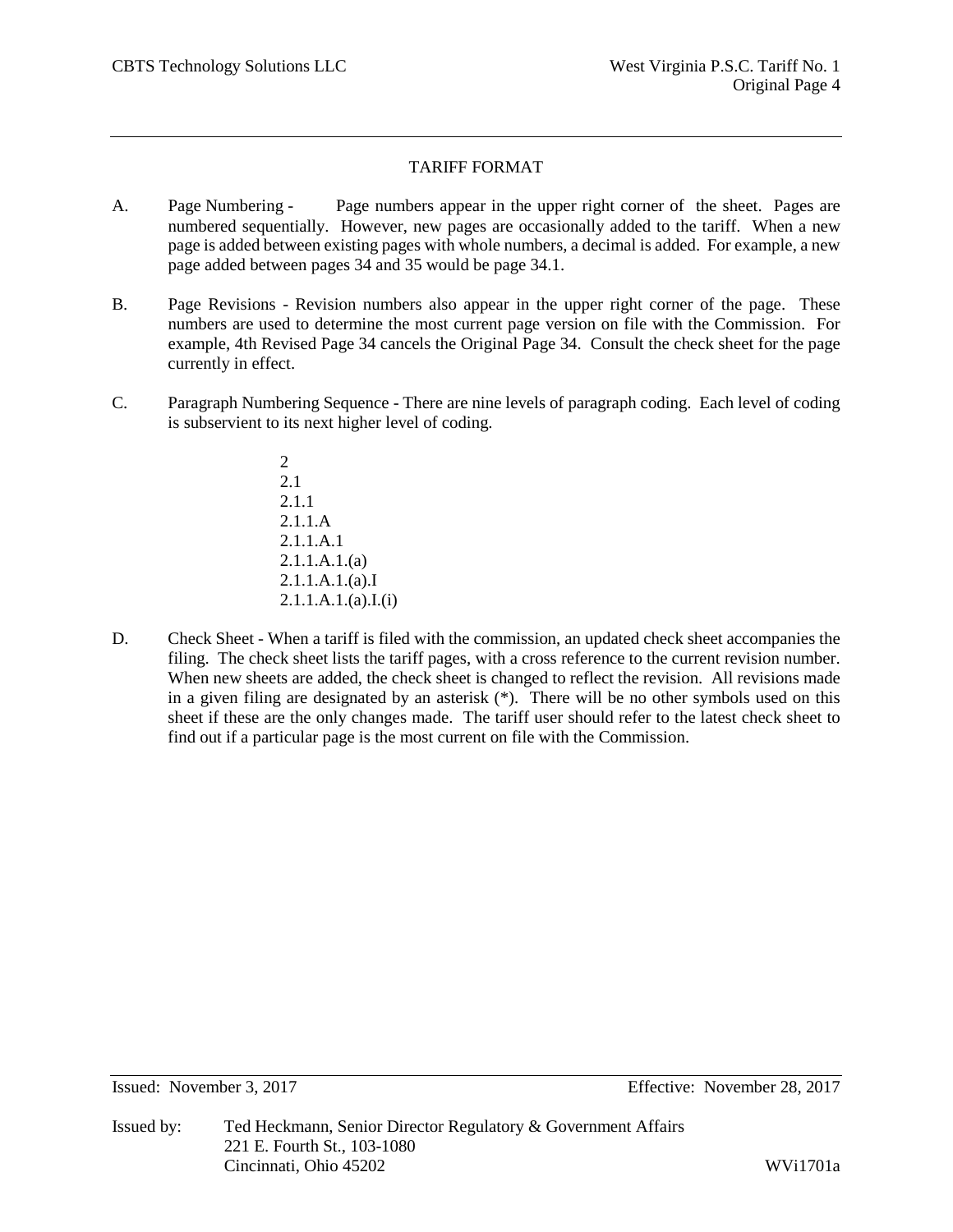# TARIFF FORMAT

A. Page Numbering - Page numbers appear in the upper right corner of the sheet. Pages are numbered sequentially. However, new pages are occasionally added to the tariff. When a new page is added between existing pages with whole numbers, a decimal is added. For example, a new page added between pages 34 and 35 would be page 34.1.

B. Page Revisions - Revision numbers also appear in the upper right corner of the page. These numbers are used to determine the most current page version on file with the Commission. For example, 4th Revised Page 34 cancels the Original Page 34. Consult the check sheet for the page currently in effect.

C. Paragraph Numbering Sequence - There are nine levels of paragraph coding. Each level of coding is subservient to its next higher level of coding.

    2
    2.1
    2.1.1
    2.1.1.A
    2.1.1.A.1
    2.1.1.A.1.(a)
    2.1.1.A.1.(a).I
    2.1.1.A.1.(a).I.(i)

D. Check Sheet - When a tariff is filed with the commission, an updated check sheet accompanies the filing. The check sheet lists the tariff pages, with a cross reference to the current revision number. When new sheets are added, the check sheet is changed to reflect the revision. All revisions made in a given filing are designated by an asterisk (*). There will be no other symbols used on this sheet if these are the only changes made. The tariff user should refer to the latest check sheet to find out if a particular page is the most current on file with the Commission.

Issued: November 3, 2017 Effective: November 28, 2017

Issued by: Ted Heckmann, Senior Director Regulatory & Government Affairs
221 E. Fourth St., 103-1080
Cincinnati, Ohio 45202 WVi1701a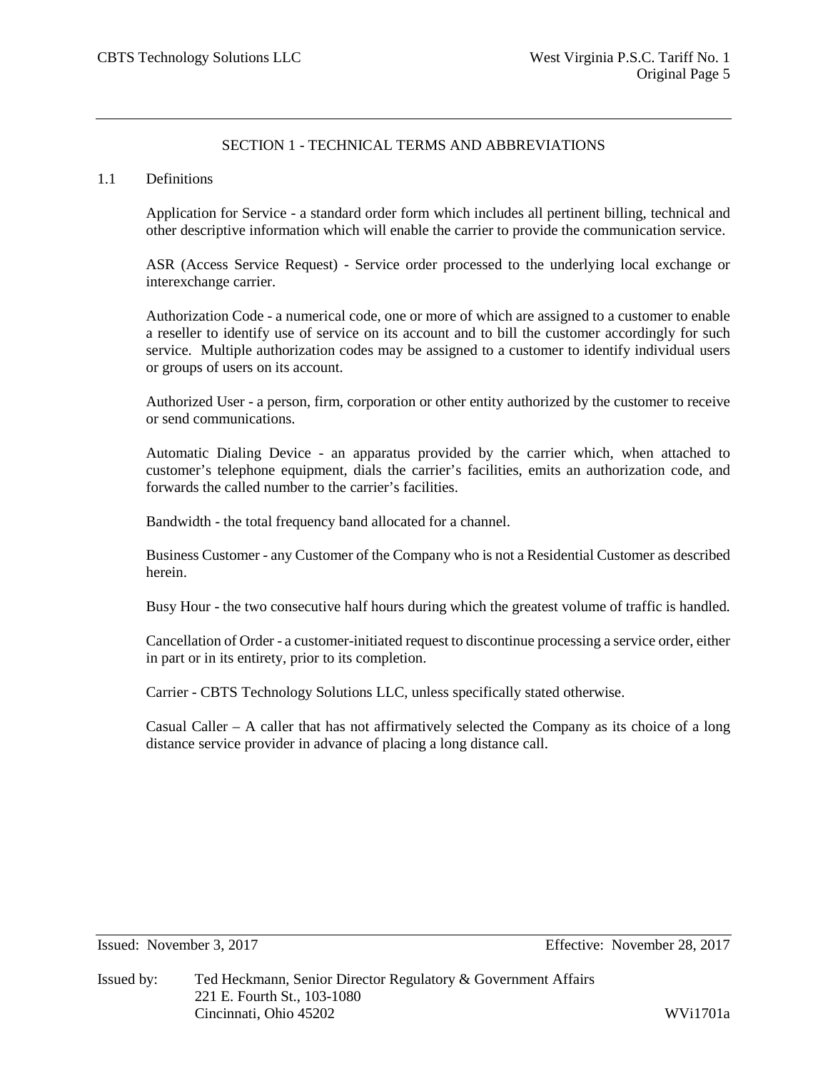## SECTION 1 - TECHNICAL TERMS AND ABBREVIATIONS

### 1.1 Definitions

Application for Service - a standard order form which includes all pertinent billing, technical and other descriptive information which will enable the carrier to provide the communication service.

ASR (Access Service Request) - Service order processed to the underlying local exchange or interexchange carrier.

Authorization Code - a numerical code, one or more of which are assigned to a customer to enable a reseller to identify use of service on its account and to bill the customer accordingly for such service. Multiple authorization codes may be assigned to a customer to identify individual users or groups of users on its account.

Authorized User - a person, firm, corporation or other entity authorized by the customer to receive or send communications.

Automatic Dialing Device - an apparatus provided by the carrier which, when attached to customer's telephone equipment, dials the carrier's facilities, emits an authorization code, and forwards the called number to the carrier's facilities.

Bandwidth - the total frequency band allocated for a channel.

Business Customer - any Customer of the Company who is not a Residential Customer as described herein.

Busy Hour - the two consecutive half hours during which the greatest volume of traffic is handled.

Cancellation of Order - a customer-initiated request to discontinue processing a service order, either in part or in its entirety, prior to its completion.

Carrier - CBTS Technology Solutions LLC, unless specifically stated otherwise.

Casual Caller – A caller that has not affirmatively selected the Company as its choice of a long distance service provider in advance of placing a long distance call.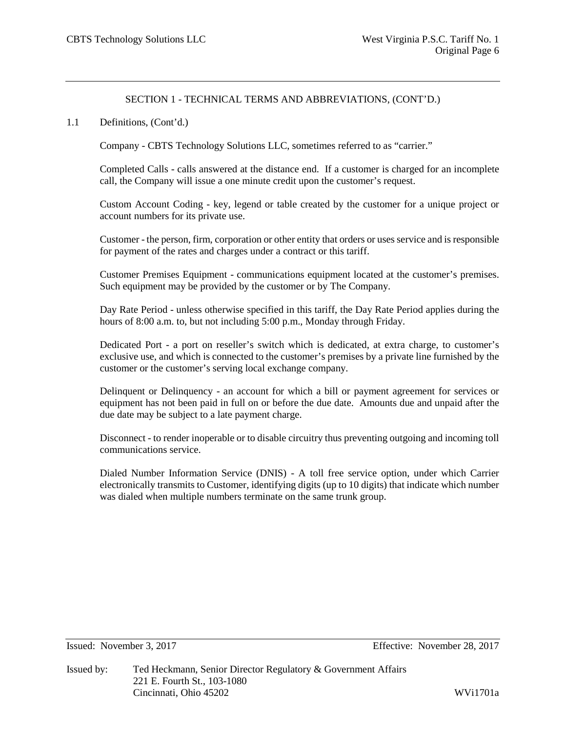## SECTION 1 - TECHNICAL TERMS AND ABBREVIATIONS, (CONT'D.)

1.1 Definitions, (Cont'd.)

Company - CBTS Technology Solutions LLC, sometimes referred to as "carrier."

Completed Calls - calls answered at the distance end. If a customer is charged for an incomplete call, the Company will issue a one minute credit upon the customer's request.

Custom Account Coding - key, legend or table created by the customer for a unique project or account numbers for its private use.

Customer - the person, firm, corporation or other entity that orders or uses service and is responsible for payment of the rates and charges under a contract or this tariff.

Customer Premises Equipment - communications equipment located at the customer's premises. Such equipment may be provided by the customer or by The Company.

Day Rate Period - unless otherwise specified in this tariff, the Day Rate Period applies during the hours of 8:00 a.m. to, but not including 5:00 p.m., Monday through Friday.

Dedicated Port - a port on reseller's switch which is dedicated, at extra charge, to customer's exclusive use, and which is connected to the customer's premises by a private line furnished by the customer or the customer's serving local exchange company.

Delinquent or Delinquency - an account for which a bill or payment agreement for services or equipment has not been paid in full on or before the due date. Amounts due and unpaid after the due date may be subject to a late payment charge.

Disconnect - to render inoperable or to disable circuitry thus preventing outgoing and incoming toll communications service.

Dialed Number Information Service (DNIS) - A toll free service option, under which Carrier electronically transmits to Customer, identifying digits (up to 10 digits) that indicate which number was dialed when multiple numbers terminate on the same trunk group.

Issued: November 3, 2017 Effective: November 28, 2017

Issued by: Ted Heckmann, Senior Director Regulatory & Government Affairs
221 E. Fourth St., 103-1080
Cincinnati, Ohio 45202 WVi1701a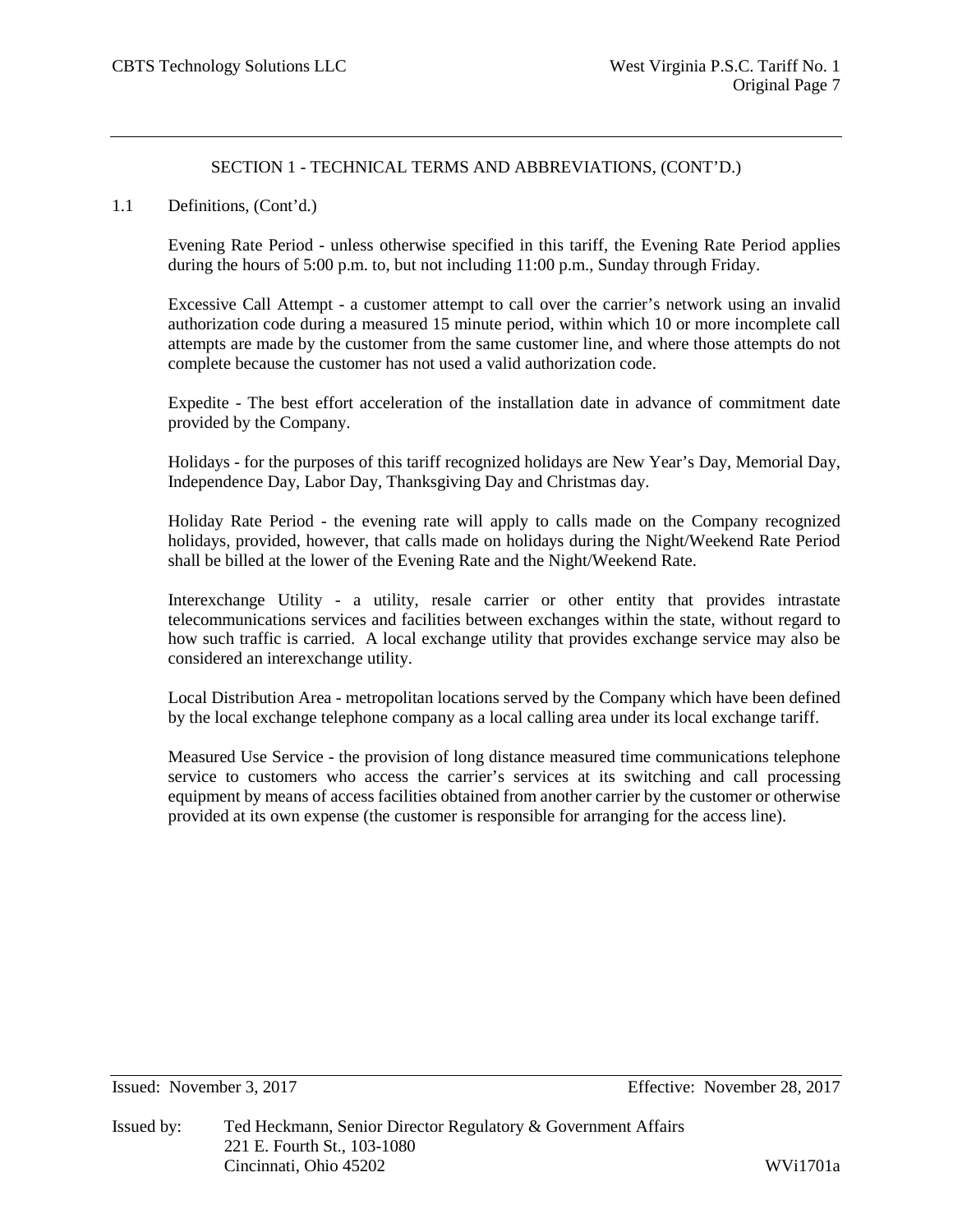SECTION 1 - TECHNICAL TERMS AND ABBREVIATIONS, (CONT'D.)

1.1 Definitions, (Cont'd.)

Evening Rate Period - unless otherwise specified in this tariff, the Evening Rate Period applies during the hours of 5:00 p.m. to, but not including 11:00 p.m., Sunday through Friday.

Excessive Call Attempt - a customer attempt to call over the carrier's network using an invalid authorization code during a measured 15 minute period, within which 10 or more incomplete call attempts are made by the customer from the same customer line, and where those attempts do not complete because the customer has not used a valid authorization code.

Expedite - The best effort acceleration of the installation date in advance of commitment date provided by the Company.

Holidays - for the purposes of this tariff recognized holidays are New Year's Day, Memorial Day, Independence Day, Labor Day, Thanksgiving Day and Christmas day.

Holiday Rate Period - the evening rate will apply to calls made on the Company recognized holidays, provided, however, that calls made on holidays during the Night/Weekend Rate Period shall be billed at the lower of the Evening Rate and the Night/Weekend Rate.

Interexchange Utility - a utility, resale carrier or other entity that provides intrastate telecommunications services and facilities between exchanges within the state, without regard to how such traffic is carried. A local exchange utility that provides exchange service may also be considered an interexchange utility.

Local Distribution Area - metropolitan locations served by the Company which have been defined by the local exchange telephone company as a local calling area under its local exchange tariff.

Measured Use Service - the provision of long distance measured time communications telephone service to customers who access the carrier's services at its switching and call processing equipment by means of access facilities obtained from another carrier by the customer or otherwise provided at its own expense (the customer is responsible for arranging for the access line).

Issued: November 3, 2017 Effective: November 28, 2017

Issued by: Ted Heckmann, Senior Director Regulatory & Government Affairs
221 E. Fourth St., 103-1080
Cincinnati, Ohio 45202 WVi1701a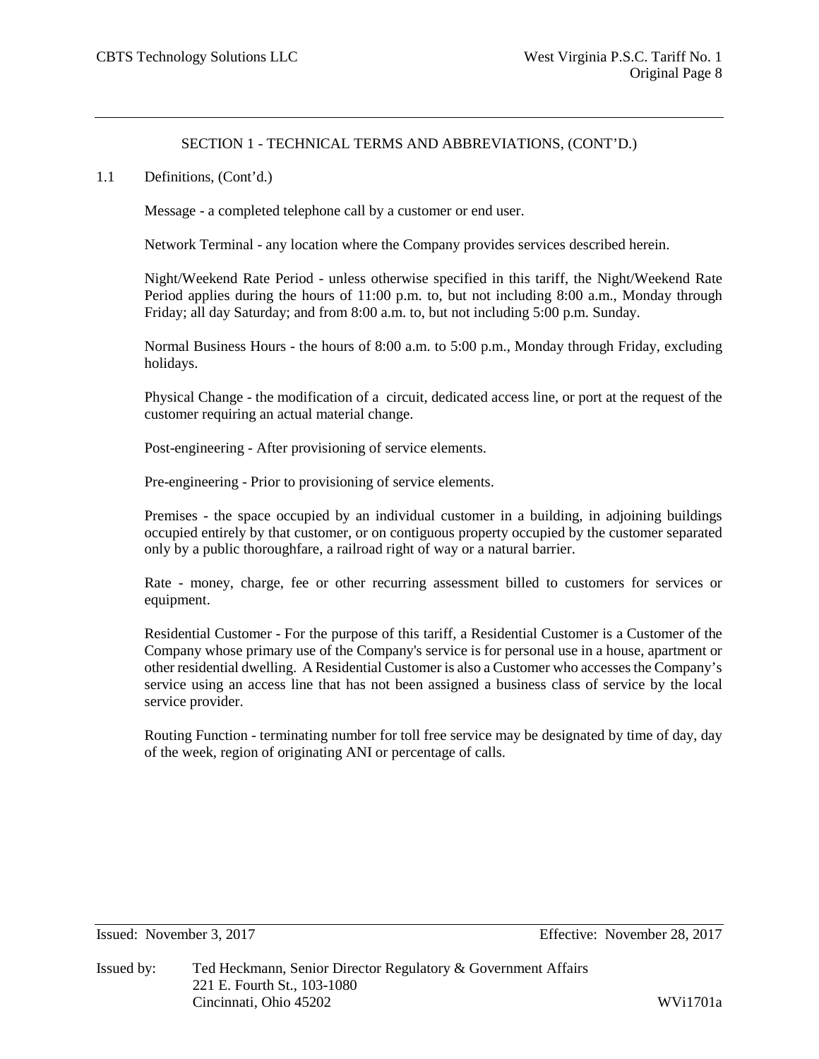## SECTION 1 - TECHNICAL TERMS AND ABBREVIATIONS, (CONT'D.)

1.1 Definitions, (Cont'd.)

Message - a completed telephone call by a customer or end user.

Network Terminal - any location where the Company provides services described herein.

Night/Weekend Rate Period - unless otherwise specified in this tariff, the Night/Weekend Rate Period applies during the hours of 11:00 p.m. to, but not including 8:00 a.m., Monday through Friday; all day Saturday; and from 8:00 a.m. to, but not including 5:00 p.m. Sunday.

Normal Business Hours - the hours of 8:00 a.m. to 5:00 p.m., Monday through Friday, excluding holidays.

Physical Change - the modification of a circuit, dedicated access line, or port at the request of the customer requiring an actual material change.

Post-engineering - After provisioning of service elements.

Pre-engineering - Prior to provisioning of service elements.

Premises - the space occupied by an individual customer in a building, in adjoining buildings occupied entirely by that customer, or on contiguous property occupied by the customer separated only by a public thoroughfare, a railroad right of way or a natural barrier.

Rate - money, charge, fee or other recurring assessment billed to customers for services or equipment.

Residential Customer - For the purpose of this tariff, a Residential Customer is a Customer of the Company whose primary use of the Company's service is for personal use in a house, apartment or other residential dwelling. A Residential Customer is also a Customer who accesses the Company's service using an access line that has not been assigned a business class of service by the local service provider.

Routing Function - terminating number for toll free service may be designated by time of day, day of the week, region of originating ANI or percentage of calls.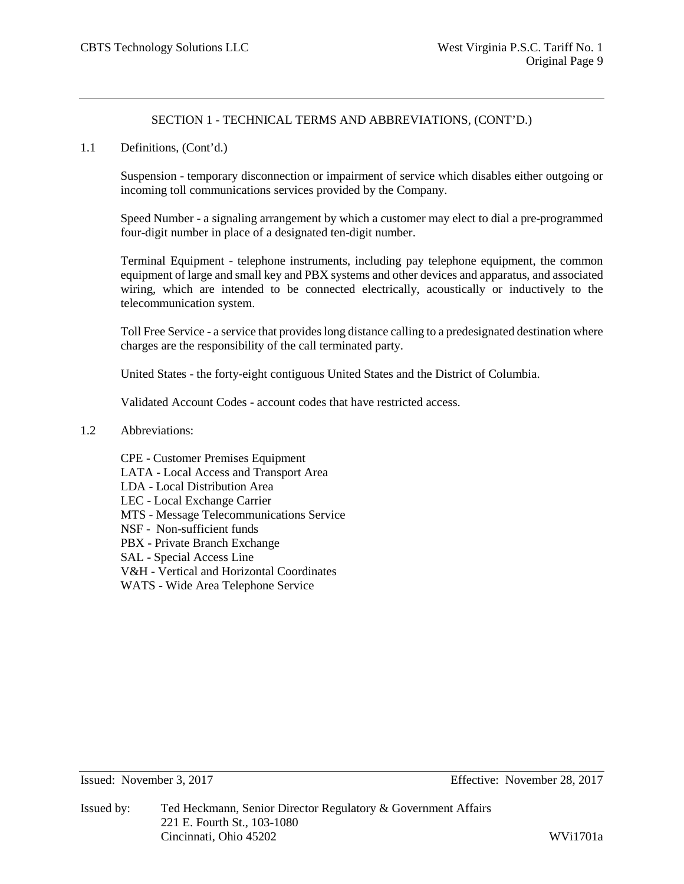## SECTION 1 - TECHNICAL TERMS AND ABBREVIATIONS, (CONT'D.)

1.1 Definitions, (Cont'd.)

Suspension - temporary disconnection or impairment of service which disables either outgoing or incoming toll communications services provided by the Company.

Speed Number - a signaling arrangement by which a customer may elect to dial a pre-programmed four-digit number in place of a designated ten-digit number.

Terminal Equipment - telephone instruments, including pay telephone equipment, the common equipment of large and small key and PBX systems and other devices and apparatus, and associated wiring, which are intended to be connected electrically, acoustically or inductively to the telecommunication system.

Toll Free Service - a service that provides long distance calling to a predesignated destination where charges are the responsibility of the call terminated party.

United States - the forty-eight contiguous United States and the District of Columbia.

Validated Account Codes - account codes that have restricted access.

1.2 Abbreviations:

CPE - Customer Premises Equipment
LATA - Local Access and Transport Area
LDA - Local Distribution Area
LEC - Local Exchange Carrier
MTS - Message Telecommunications Service
NSF - Non-sufficient funds
PBX - Private Branch Exchange
SAL - Special Access Line
V&H - Vertical and Horizontal Coordinates
WATS - Wide Area Telephone Service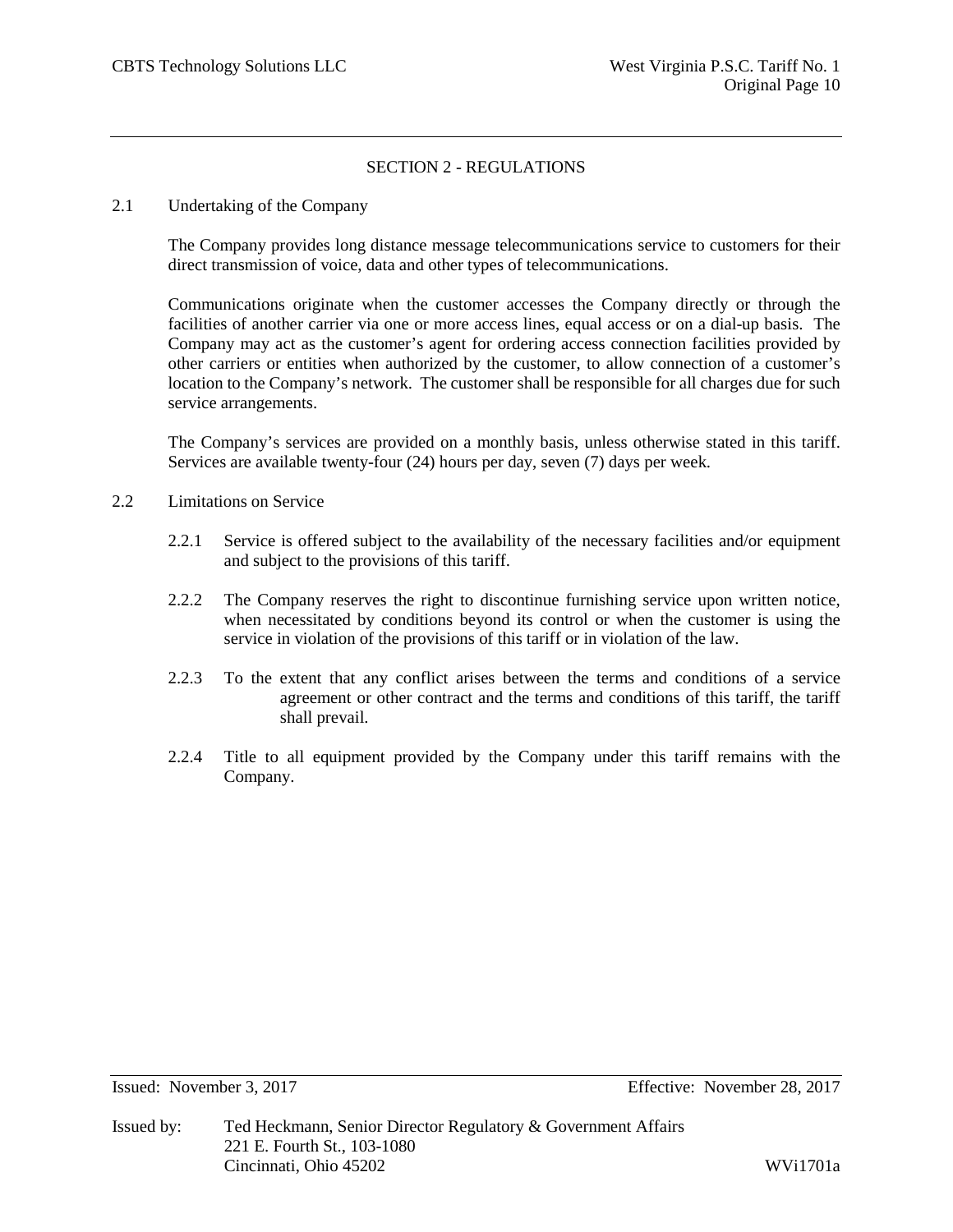## SECTION 2 - REGULATIONS

### 2.1 Undertaking of the Company

The Company provides long distance message telecommunications service to customers for their direct transmission of voice, data and other types of telecommunications.

Communications originate when the customer accesses the Company directly or through the facilities of another carrier via one or more access lines, equal access or on a dial-up basis. The Company may act as the customer's agent for ordering access connection facilities provided by other carriers or entities when authorized by the customer, to allow connection of a customer's location to the Company's network. The customer shall be responsible for all charges due for such service arrangements.

The Company's services are provided on a monthly basis, unless otherwise stated in this tariff. Services are available twenty-four (24) hours per day, seven (7) days per week.

### 2.2 Limitations on Service

2.2.1 Service is offered subject to the availability of the necessary facilities and/or equipment and subject to the provisions of this tariff.

2.2.2 The Company reserves the right to discontinue furnishing service upon written notice, when necessitated by conditions beyond its control or when the customer is using the service in violation of the provisions of this tariff or in violation of the law.

2.2.3 To the extent that any conflict arises between the terms and conditions of a service agreement or other contract and the terms and conditions of this tariff, the tariff shall prevail.

2.2.4 Title to all equipment provided by the Company under this tariff remains with the Company.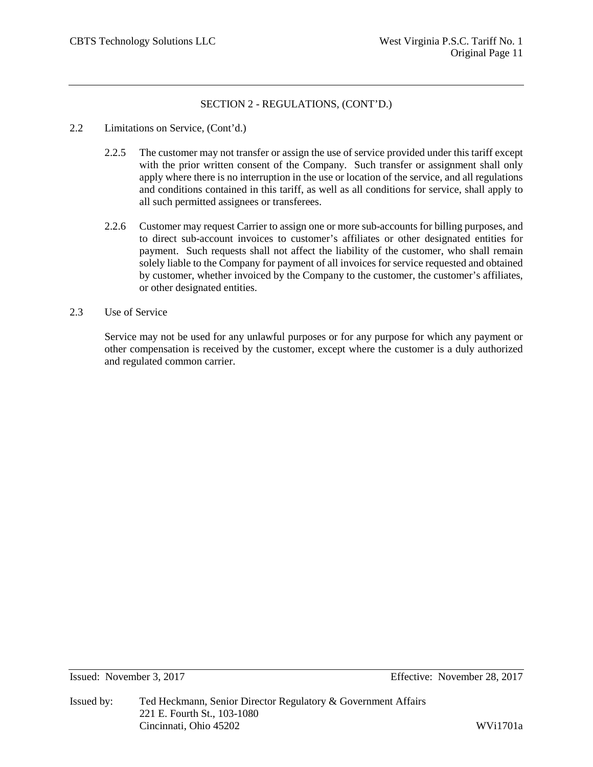## SECTION 2 - REGULATIONS, (CONT'D.)

2.2 Limitations on Service, (Cont'd.)

2.2.5 The customer may not transfer or assign the use of service provided under this tariff except with the prior written consent of the Company. Such transfer or assignment shall only apply where there is no interruption in the use or location of the service, and all regulations and conditions contained in this tariff, as well as all conditions for service, shall apply to all such permitted assignees or transferees.

2.2.6 Customer may request Carrier to assign one or more sub-accounts for billing purposes, and to direct sub-account invoices to customer's affiliates or other designated entities for payment. Such requests shall not affect the liability of the customer, who shall remain solely liable to the Company for payment of all invoices for service requested and obtained by customer, whether invoiced by the Company to the customer, the customer's affiliates, or other designated entities.

2.3 Use of Service

Service may not be used for any unlawful purposes or for any purpose for which any payment or other compensation is received by the customer, except where the customer is a duly authorized and regulated common carrier.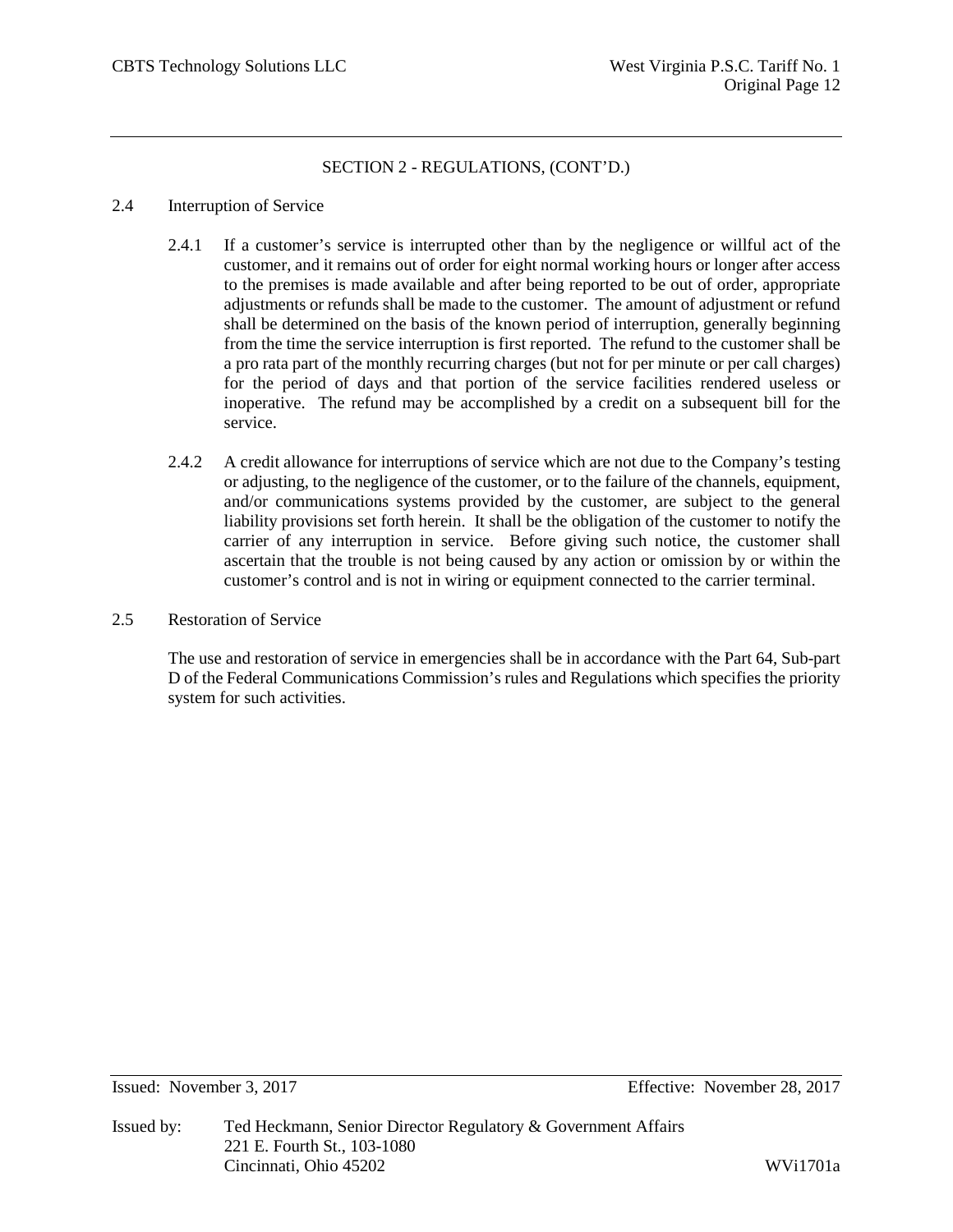## SECTION 2 - REGULATIONS, (CONT'D.)

### 2.4 Interruption of Service

2.4.1 If a customer's service is interrupted other than by the negligence or willful act of the customer, and it remains out of order for eight normal working hours or longer after access to the premises is made available and after being reported to be out of order, appropriate adjustments or refunds shall be made to the customer. The amount of adjustment or refund shall be determined on the basis of the known period of interruption, generally beginning from the time the service interruption is first reported. The refund to the customer shall be a pro rata part of the monthly recurring charges (but not for per minute or per call charges) for the period of days and that portion of the service facilities rendered useless or inoperative. The refund may be accomplished by a credit on a subsequent bill for the service.

2.4.2 A credit allowance for interruptions of service which are not due to the Company's testing or adjusting, to the negligence of the customer, or to the failure of the channels, equipment, and/or communications systems provided by the customer, are subject to the general liability provisions set forth herein. It shall be the obligation of the customer to notify the carrier of any interruption in service. Before giving such notice, the customer shall ascertain that the trouble is not being caused by any action or omission by or within the customer's control and is not in wiring or equipment connected to the carrier terminal.

### 2.5 Restoration of Service

The use and restoration of service in emergencies shall be in accordance with the Part 64, Sub-part D of the Federal Communications Commission's rules and Regulations which specifies the priority system for such activities.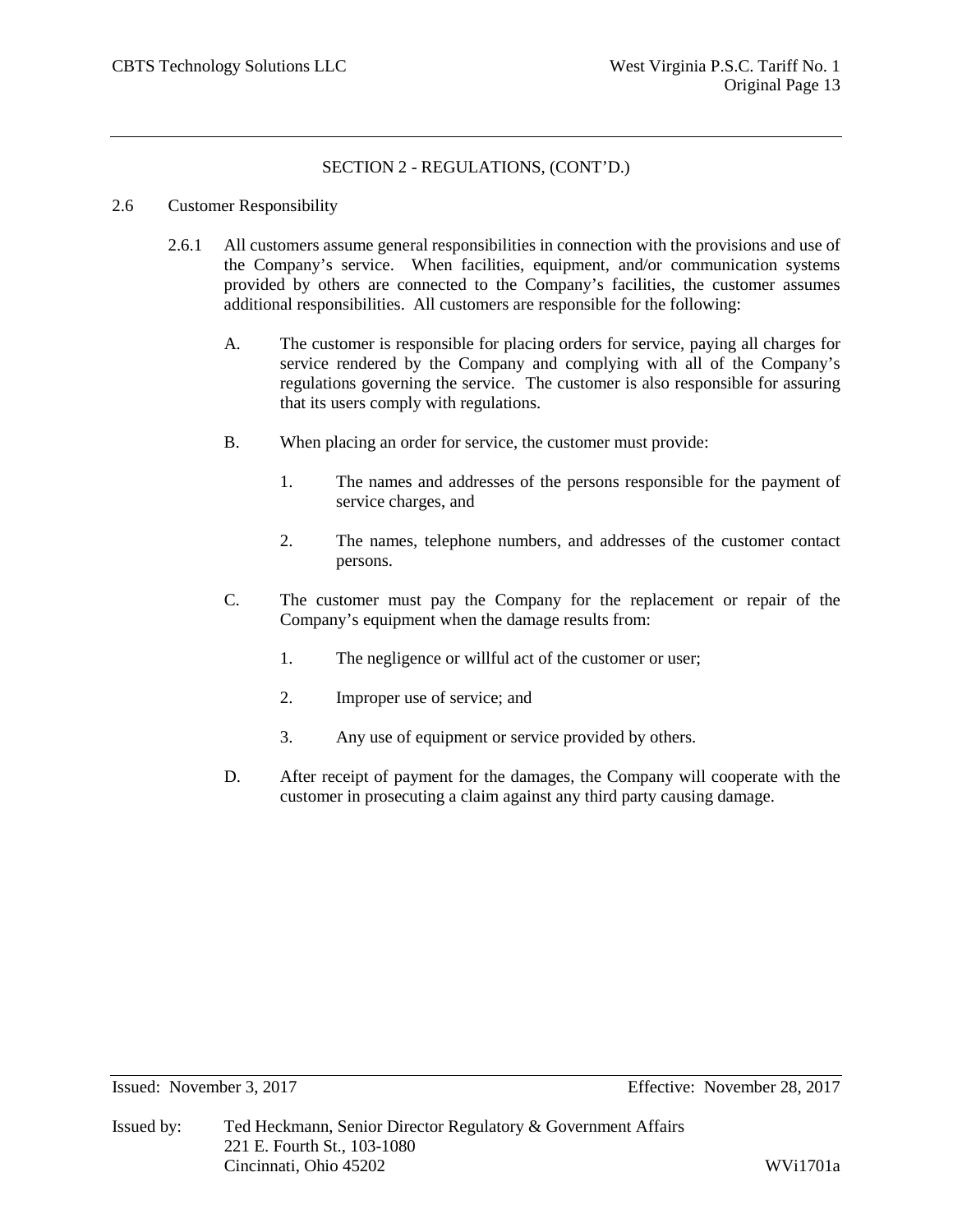## SECTION 2 - REGULATIONS, (CONT'D.)

2.6 Customer Responsibility

2.6.1 All customers assume general responsibilities in connection with the provisions and use of the Company's service. When facilities, equipment, and/or communication systems provided by others are connected to the Company's facilities, the customer assumes additional responsibilities. All customers are responsible for the following:

A. The customer is responsible for placing orders for service, paying all charges for service rendered by the Company and complying with all of the Company's regulations governing the service. The customer is also responsible for assuring that its users comply with regulations.

B. When placing an order for service, the customer must provide:

1. The names and addresses of the persons responsible for the payment of service charges, and

2. The names, telephone numbers, and addresses of the customer contact persons.

C. The customer must pay the Company for the replacement or repair of the Company's equipment when the damage results from:

1. The negligence or willful act of the customer or user;

2. Improper use of service; and

3. Any use of equipment or service provided by others.

D. After receipt of payment for the damages, the Company will cooperate with the customer in prosecuting a claim against any third party causing damage.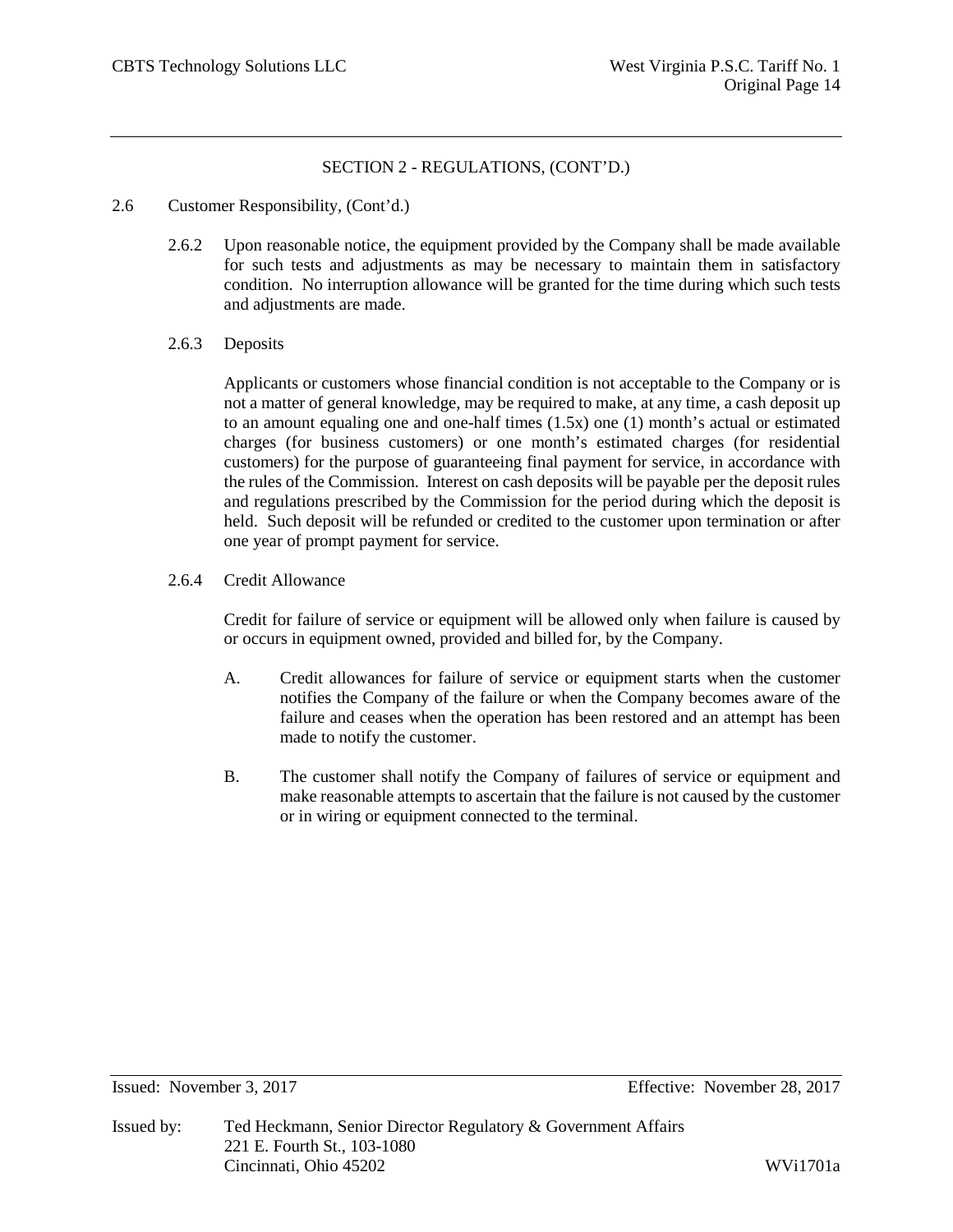## SECTION 2 - REGULATIONS, (CONT'D.)

2.6 Customer Responsibility, (Cont'd.)

2.6.2 Upon reasonable notice, the equipment provided by the Company shall be made available for such tests and adjustments as may be necessary to maintain them in satisfactory condition. No interruption allowance will be granted for the time during which such tests and adjustments are made.

2.6.3 Deposits

Applicants or customers whose financial condition is not acceptable to the Company or is not a matter of general knowledge, may be required to make, at any time, a cash deposit up to an amount equaling one and one-half times (1.5x) one (1) month's actual or estimated charges (for business customers) or one month's estimated charges (for residential customers) for the purpose of guaranteeing final payment for service, in accordance with the rules of the Commission. Interest on cash deposits will be payable per the deposit rules and regulations prescribed by the Commission for the period during which the deposit is held. Such deposit will be refunded or credited to the customer upon termination or after one year of prompt payment for service.

2.6.4 Credit Allowance

Credit for failure of service or equipment will be allowed only when failure is caused by or occurs in equipment owned, provided and billed for, by the Company.

A. Credit allowances for failure of service or equipment starts when the customer notifies the Company of the failure or when the Company becomes aware of the failure and ceases when the operation has been restored and an attempt has been made to notify the customer.

B. The customer shall notify the Company of failures of service or equipment and make reasonable attempts to ascertain that the failure is not caused by the customer or in wiring or equipment connected to the terminal.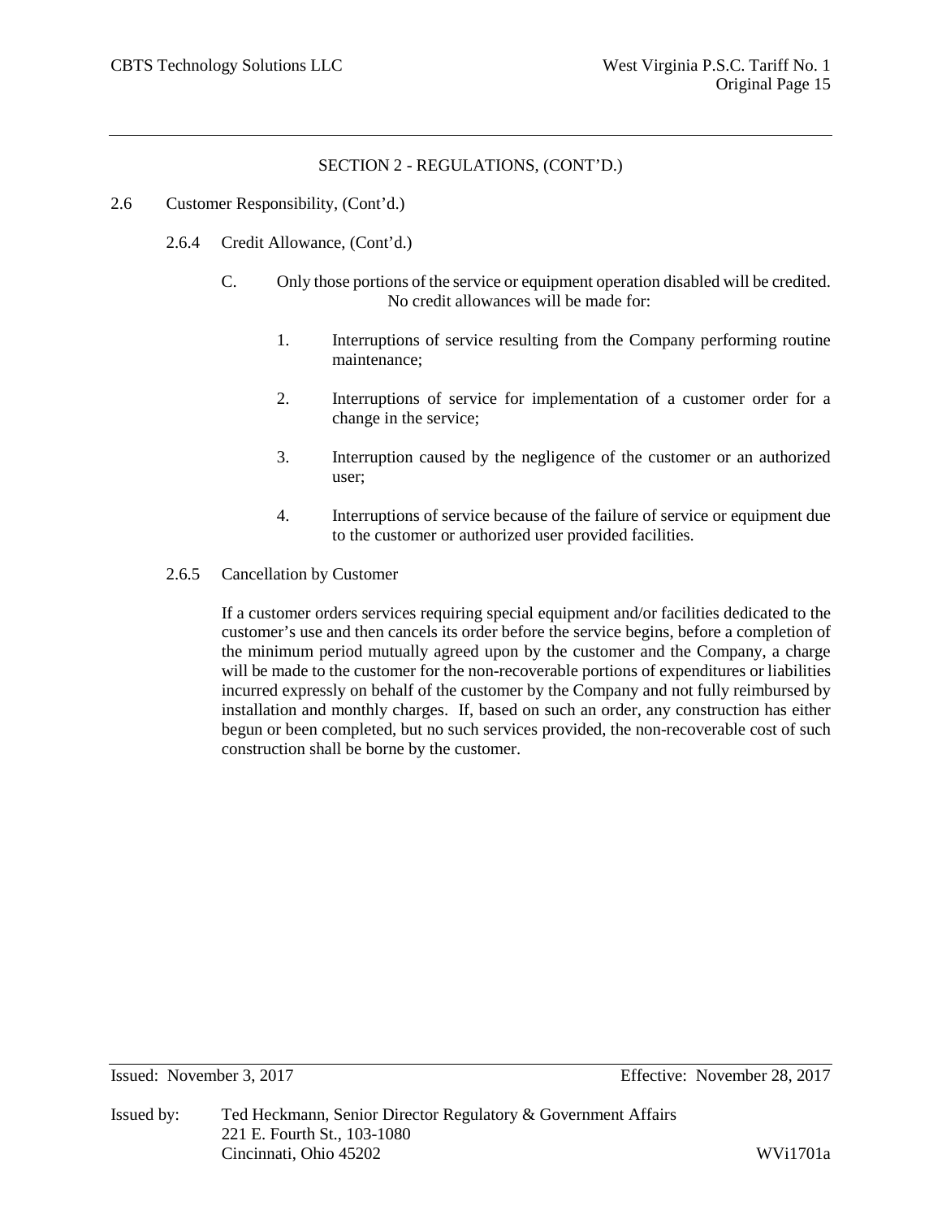## SECTION 2 - REGULATIONS, (CONT'D.)

2.6 Customer Responsibility, (Cont'd.)

2.6.4 Credit Allowance, (Cont'd.)

C. Only those portions of the service or equipment operation disabled will be credited. No credit allowances will be made for:

1. Interruptions of service resulting from the Company performing routine maintenance;

2. Interruptions of service for implementation of a customer order for a change in the service;

3. Interruption caused by the negligence of the customer or an authorized user;

4. Interruptions of service because of the failure of service or equipment due to the customer or authorized user provided facilities.

2.6.5 Cancellation by Customer

If a customer orders services requiring special equipment and/or facilities dedicated to the customer's use and then cancels its order before the service begins, before a completion of the minimum period mutually agreed upon by the customer and the Company, a charge will be made to the customer for the non-recoverable portions of expenditures or liabilities incurred expressly on behalf of the customer by the Company and not fully reimbursed by installation and monthly charges. If, based on such an order, any construction has either begun or been completed, but no such services provided, the non-recoverable cost of such construction shall be borne by the customer.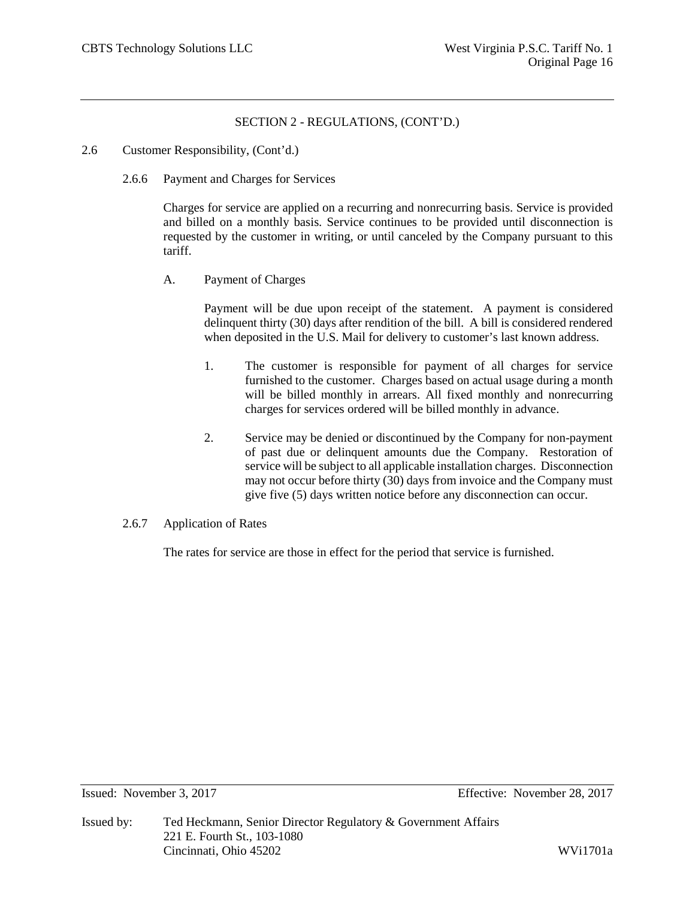## SECTION 2 - REGULATIONS, (CONT'D.)

2.6 Customer Responsibility, (Cont'd.)

### 2.6.6 Payment and Charges for Services

Charges for service are applied on a recurring and nonrecurring basis. Service is provided and billed on a monthly basis. Service continues to be provided until disconnection is requested by the customer in writing, or until canceled by the Company pursuant to this tariff.

A. Payment of Charges

Payment will be due upon receipt of the statement. A payment is considered delinquent thirty (30) days after rendition of the bill. A bill is considered rendered when deposited in the U.S. Mail for delivery to customer's last known address.

1. The customer is responsible for payment of all charges for service furnished to the customer. Charges based on actual usage during a month will be billed monthly in arrears. All fixed monthly and nonrecurring charges for services ordered will be billed monthly in advance.

2. Service may be denied or discontinued by the Company for non-payment of past due or delinquent amounts due the Company. Restoration of service will be subject to all applicable installation charges. Disconnection may not occur before thirty (30) days from invoice and the Company must give five (5) days written notice before any disconnection can occur.

### 2.6.7 Application of Rates

The rates for service are those in effect for the period that service is furnished.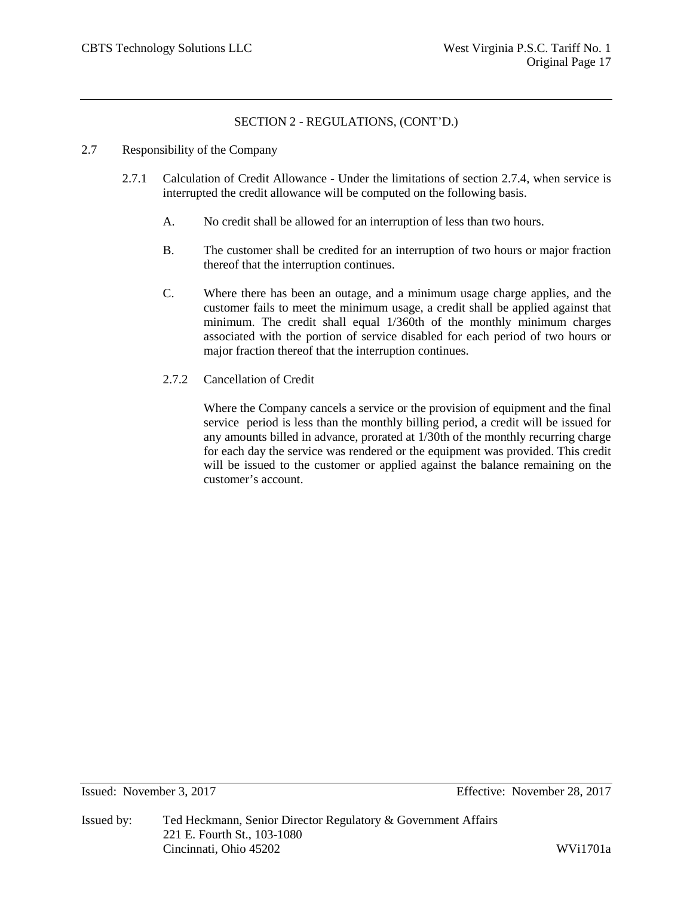SECTION 2 - REGULATIONS, (CONT'D.)

2.7 Responsibility of the Company

2.7.1 Calculation of Credit Allowance - Under the limitations of section 2.7.4, when service is interrupted the credit allowance will be computed on the following basis.

A. No credit shall be allowed for an interruption of less than two hours.

B. The customer shall be credited for an interruption of two hours or major fraction thereof that the interruption continues.

C. Where there has been an outage, and a minimum usage charge applies, and the customer fails to meet the minimum usage, a credit shall be applied against that minimum. The credit shall equal 1/360th of the monthly minimum charges associated with the portion of service disabled for each period of two hours or major fraction thereof that the interruption continues.

2.7.2 Cancellation of Credit

Where the Company cancels a service or the provision of equipment and the final service period is less than the monthly billing period, a credit will be issued for any amounts billed in advance, prorated at 1/30th of the monthly recurring charge for each day the service was rendered or the equipment was provided. This credit will be issued to the customer or applied against the balance remaining on the customer's account.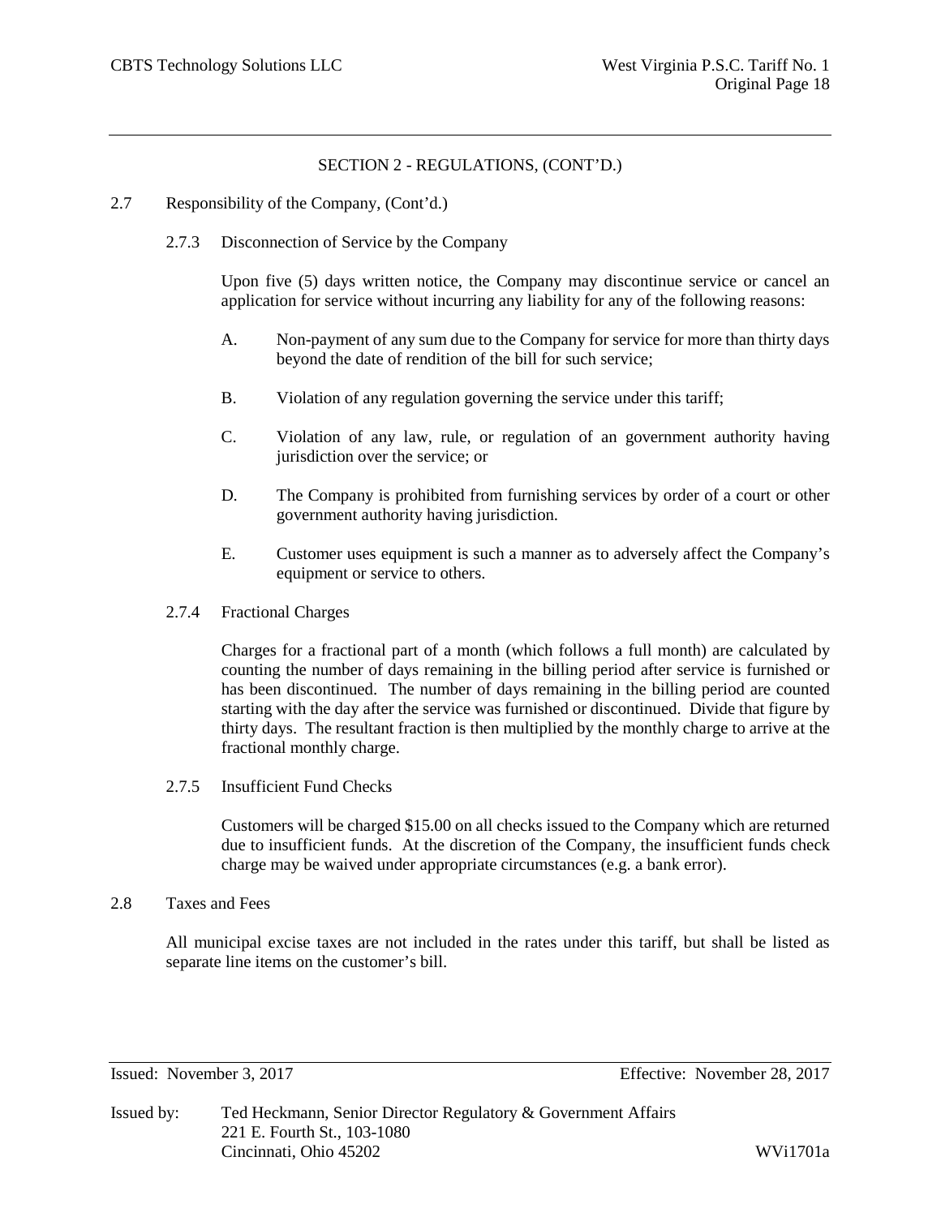## SECTION 2 - REGULATIONS, (CONT'D.)

2.7 Responsibility of the Company, (Cont'd.)

2.7.3 Disconnection of Service by the Company

Upon five (5) days written notice, the Company may discontinue service or cancel an application for service without incurring any liability for any of the following reasons:

A. Non-payment of any sum due to the Company for service for more than thirty days beyond the date of rendition of the bill for such service;

B. Violation of any regulation governing the service under this tariff;

C. Violation of any law, rule, or regulation of an government authority having jurisdiction over the service; or

D. The Company is prohibited from furnishing services by order of a court or other government authority having jurisdiction.

E. Customer uses equipment is such a manner as to adversely affect the Company's equipment or service to others.

2.7.4 Fractional Charges

Charges for a fractional part of a month (which follows a full month) are calculated by counting the number of days remaining in the billing period after service is furnished or has been discontinued. The number of days remaining in the billing period are counted starting with the day after the service was furnished or discontinued. Divide that figure by thirty days. The resultant fraction is then multiplied by the monthly charge to arrive at the fractional monthly charge.

2.7.5 Insufficient Fund Checks

Customers will be charged $15.00 on all checks issued to the Company which are returned due to insufficient funds. At the discretion of the Company, the insufficient funds check charge may be waived under appropriate circumstances (e.g. a bank error).

2.8 Taxes and Fees

All municipal excise taxes are not included in the rates under this tariff, but shall be listed as separate line items on the customer's bill.

Issued: November 3, 2017 Effective: November 28, 2017

Issued by: Ted Heckmann, Senior Director Regulatory & Government Affairs
221 E. Fourth St., 103-1080
Cincinnati, Ohio 45202 WVi1701a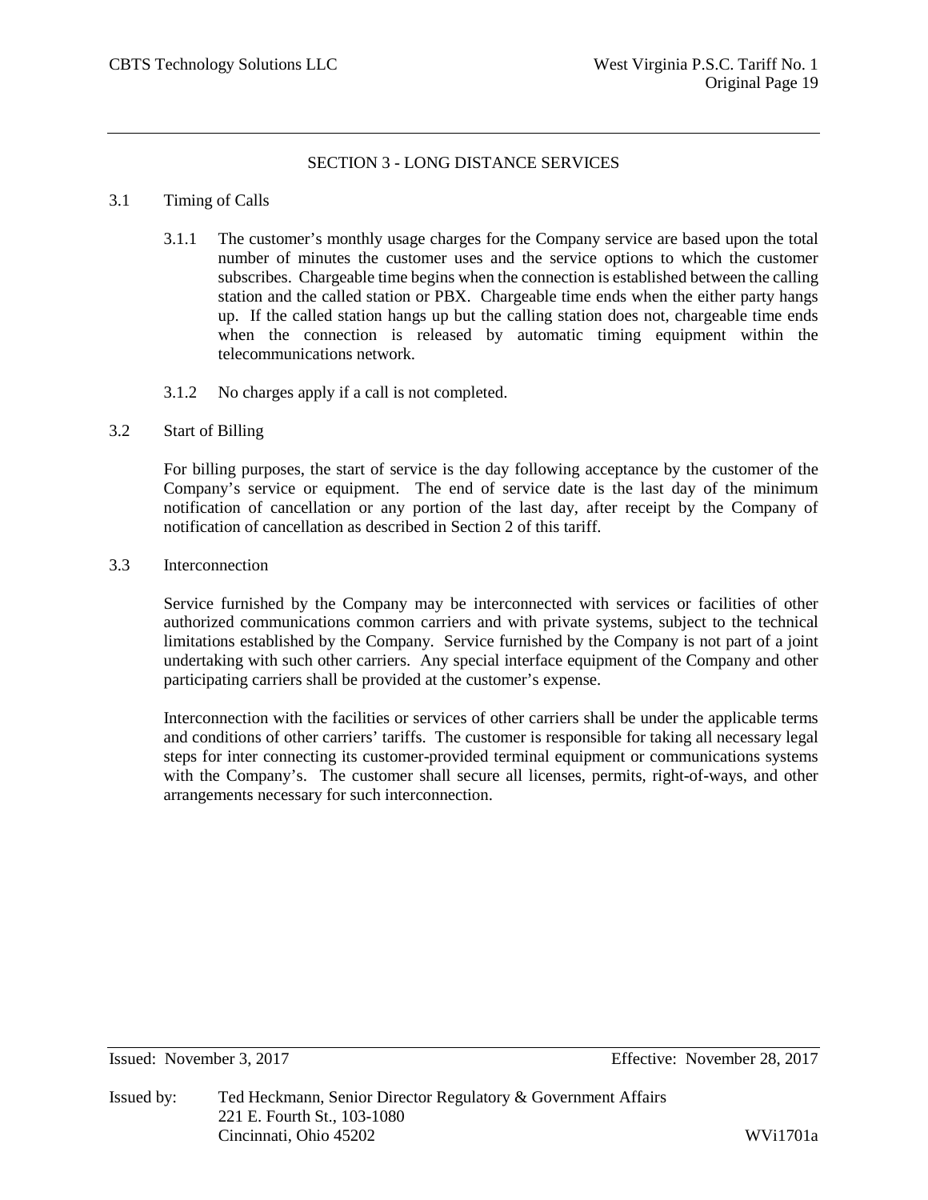## SECTION 3 - LONG DISTANCE SERVICES

### 3.1 Timing of Calls

3.1.1 The customer's monthly usage charges for the Company service are based upon the total number of minutes the customer uses and the service options to which the customer subscribes. Chargeable time begins when the connection is established between the calling station and the called station or PBX. Chargeable time ends when the either party hangs up. If the called station hangs up but the calling station does not, chargeable time ends when the connection is released by automatic timing equipment within the telecommunications network.

3.1.2 No charges apply if a call is not completed.

### 3.2 Start of Billing

For billing purposes, the start of service is the day following acceptance by the customer of the Company's service or equipment. The end of service date is the last day of the minimum notification of cancellation or any portion of the last day, after receipt by the Company of notification of cancellation as described in Section 2 of this tariff.

### 3.3 Interconnection

Service furnished by the Company may be interconnected with services or facilities of other authorized communications common carriers and with private systems, subject to the technical limitations established by the Company. Service furnished by the Company is not part of a joint undertaking with such other carriers. Any special interface equipment of the Company and other participating carriers shall be provided at the customer's expense.

Interconnection with the facilities or services of other carriers shall be under the applicable terms and conditions of other carriers' tariffs. The customer is responsible for taking all necessary legal steps for inter connecting its customer-provided terminal equipment or communications systems with the Company's. The customer shall secure all licenses, permits, right-of-ways, and other arrangements necessary for such interconnection.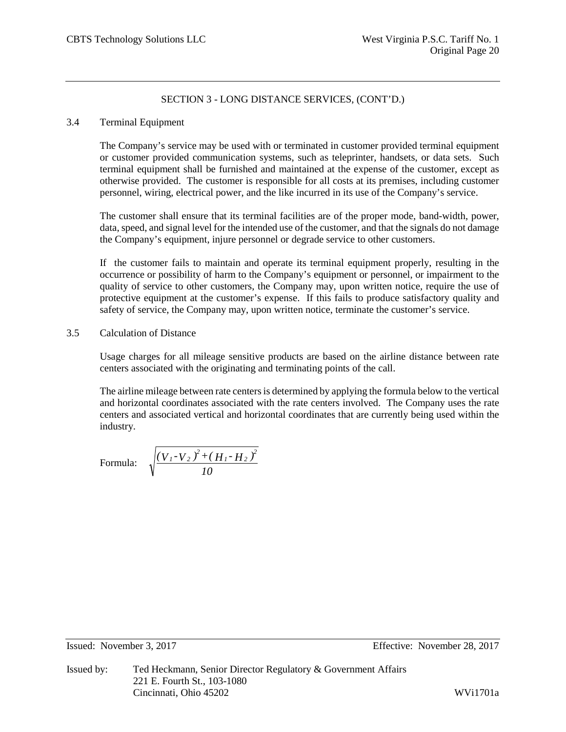## SECTION 3 - LONG DISTANCE SERVICES, (CONT'D.)

### 3.4 Terminal Equipment

The Company's service may be used with or terminated in customer provided terminal equipment or customer provided communication systems, such as teleprinter, handsets, or data sets. Such terminal equipment shall be furnished and maintained at the expense of the customer, except as otherwise provided. The customer is responsible for all costs at its premises, including customer personnel, wiring, electrical power, and the like incurred in its use of the Company's service.

The customer shall ensure that its terminal facilities are of the proper mode, band-width, power, data, speed, and signal level for the intended use of the customer, and that the signals do not damage the Company's equipment, injure personnel or degrade service to other customers.

If the customer fails to maintain and operate its terminal equipment properly, resulting in the occurrence or possibility of harm to the Company's equipment or personnel, or impairment to the quality of service to other customers, the Company may, upon written notice, require the use of protective equipment at the customer's expense. If this fails to produce satisfactory quality and safety of service, the Company may, upon written notice, terminate the customer's service.

### 3.5 Calculation of Distance

Usage charges for all mileage sensitive products are based on the airline distance between rate centers associated with the originating and terminating points of the call.

The airline mileage between rate centers is determined by applying the formula below to the vertical and horizontal coordinates associated with the rate centers involved. The Company uses the rate centers and associated vertical and horizontal coordinates that are currently being used within the industry.

Formula: $$\sqrt{\frac{(V_1 - V_2)^2 + (H_1 - H_2)^2}{10}}$$

Issued: November 3, 2017 Effective: November 28, 2017

Issued by: Ted Heckmann, Senior Director Regulatory & Government Affairs
221 E. Fourth St., 103-1080
Cincinnati, Ohio 45202

WVi1701a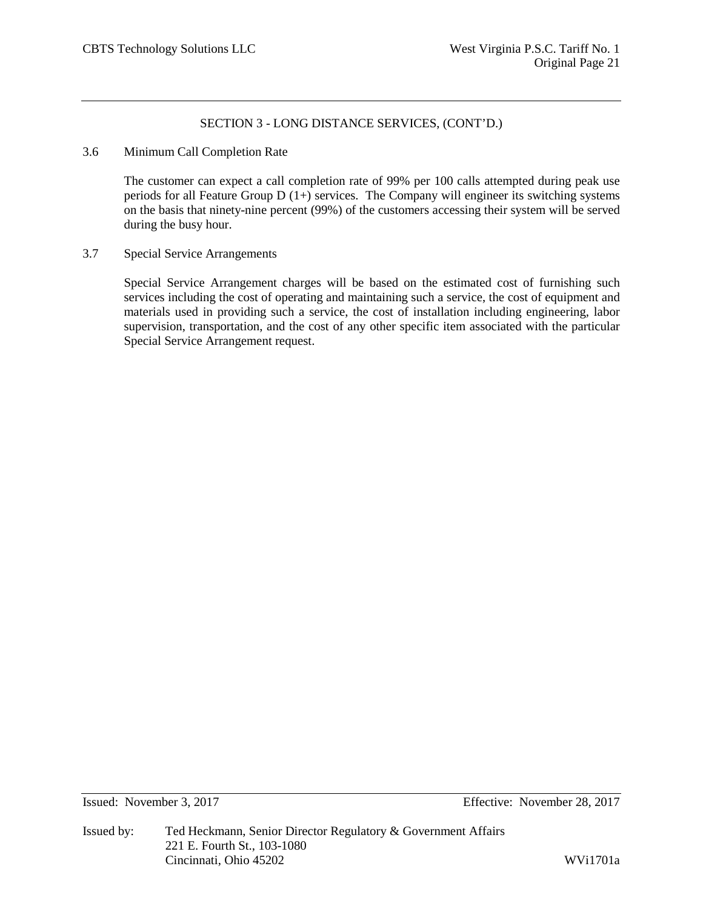## SECTION 3 - LONG DISTANCE SERVICES, (CONT'D.)

### 3.6 Minimum Call Completion Rate

The customer can expect a call completion rate of 99% per 100 calls attempted during peak use periods for all Feature Group D (1+) services. The Company will engineer its switching systems on the basis that ninety-nine percent (99%) of the customers accessing their system will be served during the busy hour.

### 3.7 Special Service Arrangements

Special Service Arrangement charges will be based on the estimated cost of furnishing such services including the cost of operating and maintaining such a service, the cost of equipment and materials used in providing such a service, the cost of installation including engineering, labor supervision, transportation, and the cost of any other specific item associated with the particular Special Service Arrangement request.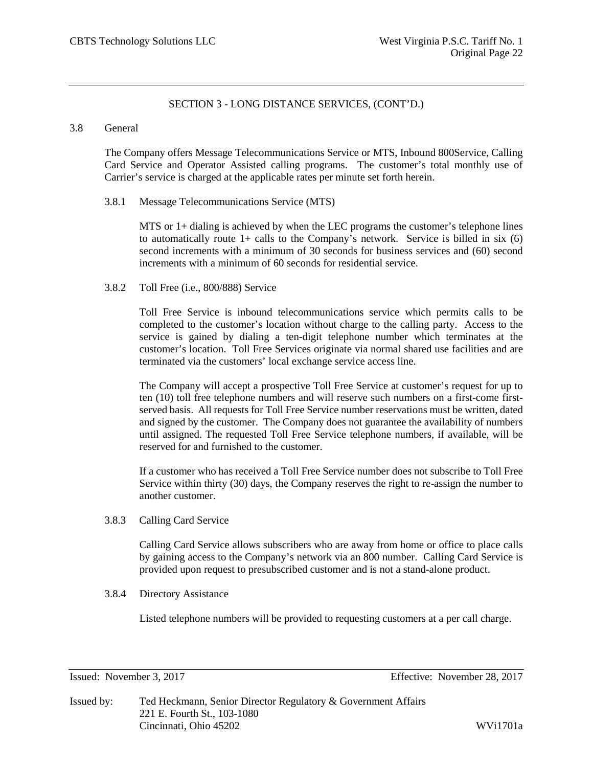## SECTION 3 - LONG DISTANCE SERVICES, (CONT'D.)

### 3.8 General

The Company offers Message Telecommunications Service or MTS, Inbound 800Service, Calling Card Service and Operator Assisted calling programs. The customer's total monthly use of Carrier's service is charged at the applicable rates per minute set forth herein.

#### 3.8.1 Message Telecommunications Service (MTS)

MTS or 1+ dialing is achieved by when the LEC programs the customer's telephone lines to automatically route 1+ calls to the Company's network. Service is billed in six (6) second increments with a minimum of 30 seconds for business services and (60) second increments with a minimum of 60 seconds for residential service.

#### 3.8.2 Toll Free (i.e., 800/888) Service

Toll Free Service is inbound telecommunications service which permits calls to be completed to the customer's location without charge to the calling party. Access to the service is gained by dialing a ten-digit telephone number which terminates at the customer's location. Toll Free Services originate via normal shared use facilities and are terminated via the customers' local exchange service access line.

The Company will accept a prospective Toll Free Service at customer's request for up to ten (10) toll free telephone numbers and will reserve such numbers on a first-come first-served basis. All requests for Toll Free Service number reservations must be written, dated and signed by the customer. The Company does not guarantee the availability of numbers until assigned. The requested Toll Free Service telephone numbers, if available, will be reserved for and furnished to the customer.

If a customer who has received a Toll Free Service number does not subscribe to Toll Free Service within thirty (30) days, the Company reserves the right to re-assign the number to another customer.

#### 3.8.3 Calling Card Service

Calling Card Service allows subscribers who are away from home or office to place calls by gaining access to the Company's network via an 800 number. Calling Card Service is provided upon request to presubscribed customer and is not a stand-alone product.

#### 3.8.4 Directory Assistance

Listed telephone numbers will be provided to requesting customers at a per call charge.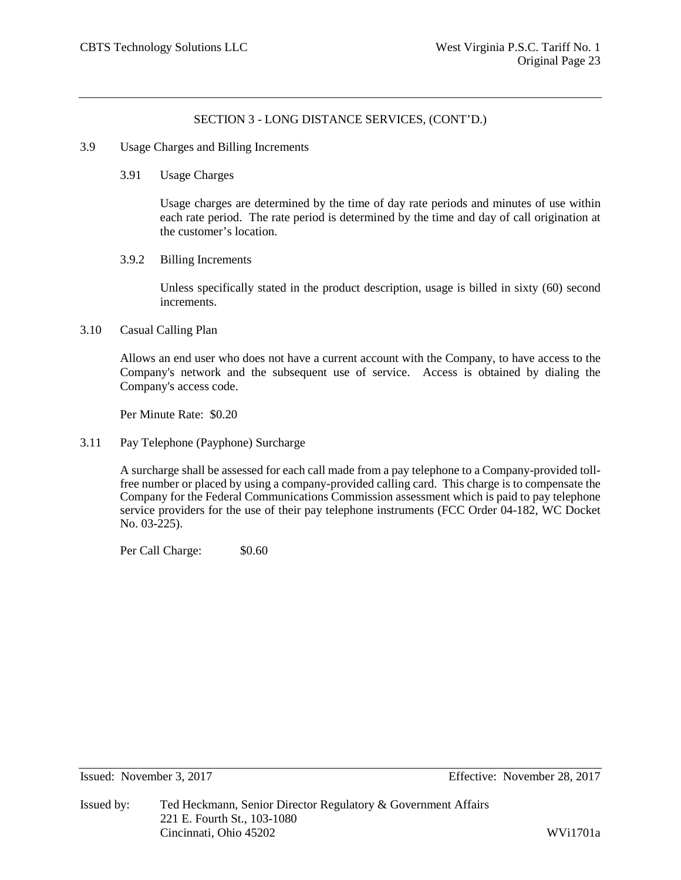## SECTION 3 - LONG DISTANCE SERVICES, (CONT'D.)

### 3.9 Usage Charges and Billing Increments

#### 3.91 Usage Charges

Usage charges are determined by the time of day rate periods and minutes of use within each rate period. The rate period is determined by the time and day of call origination at the customer's location.

#### 3.9.2 Billing Increments

Unless specifically stated in the product description, usage is billed in sixty (60) second increments.

### 3.10 Casual Calling Plan

Allows an end user who does not have a current account with the Company, to have access to the Company's network and the subsequent use of service. Access is obtained by dialing the Company's access code.

Per Minute Rate: $0.20

### 3.11 Pay Telephone (Payphone) Surcharge

A surcharge shall be assessed for each call made from a pay telephone to a Company-provided toll-free number or placed by using a company-provided calling card. This charge is to compensate the Company for the Federal Communications Commission assessment which is paid to pay telephone service providers for the use of their pay telephone instruments (FCC Order 04-182, WC Docket No. 03-225).

Per Call Charge: $0.60

Issued: November 3, 2017 Effective: November 28, 2017

Issued by: Ted Heckmann, Senior Director Regulatory & Government Affairs
221 E. Fourth St., 103-1080
Cincinnati, Ohio 45202

WVi1701a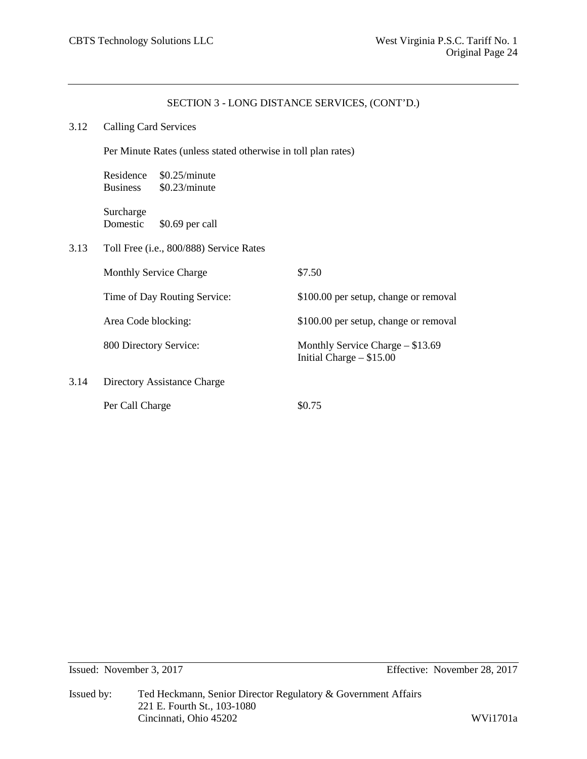## SECTION 3 - LONG DISTANCE SERVICES, (CONT'D.)

### 3.12 Calling Card Services

Per Minute Rates (unless stated otherwise in toll plan rates)

| | |
|---|---|
| Residence | \$0.25/minute |
| Business | \$0.23/minute |

Surcharge

| | |
|---|---|
| Domestic | \$0.69 per call |

### 3.13 Toll Free (i.e., 800/888) Service Rates

| | |
|---|---|
| Monthly Service Charge | \$7.50 |
| Time of Day Routing Service: | \$100.00 per setup, change or removal |
| Area Code blocking: | \$100.00 per setup, change or removal |
| 800 Directory Service: | Monthly Service Charge – \$13.69<br>Initial Charge – \$15.00 |

### 3.14 Directory Assistance Charge

| | |
|---|---|
| Per Call Charge | \$0.75 |

Issued: November 3, 2017 Effective: November 28, 2017

Issued by: Ted Heckmann, Senior Director Regulatory & Government Affairs
221 E. Fourth St., 103-1080
Cincinnati, Ohio 45202

WVi1701a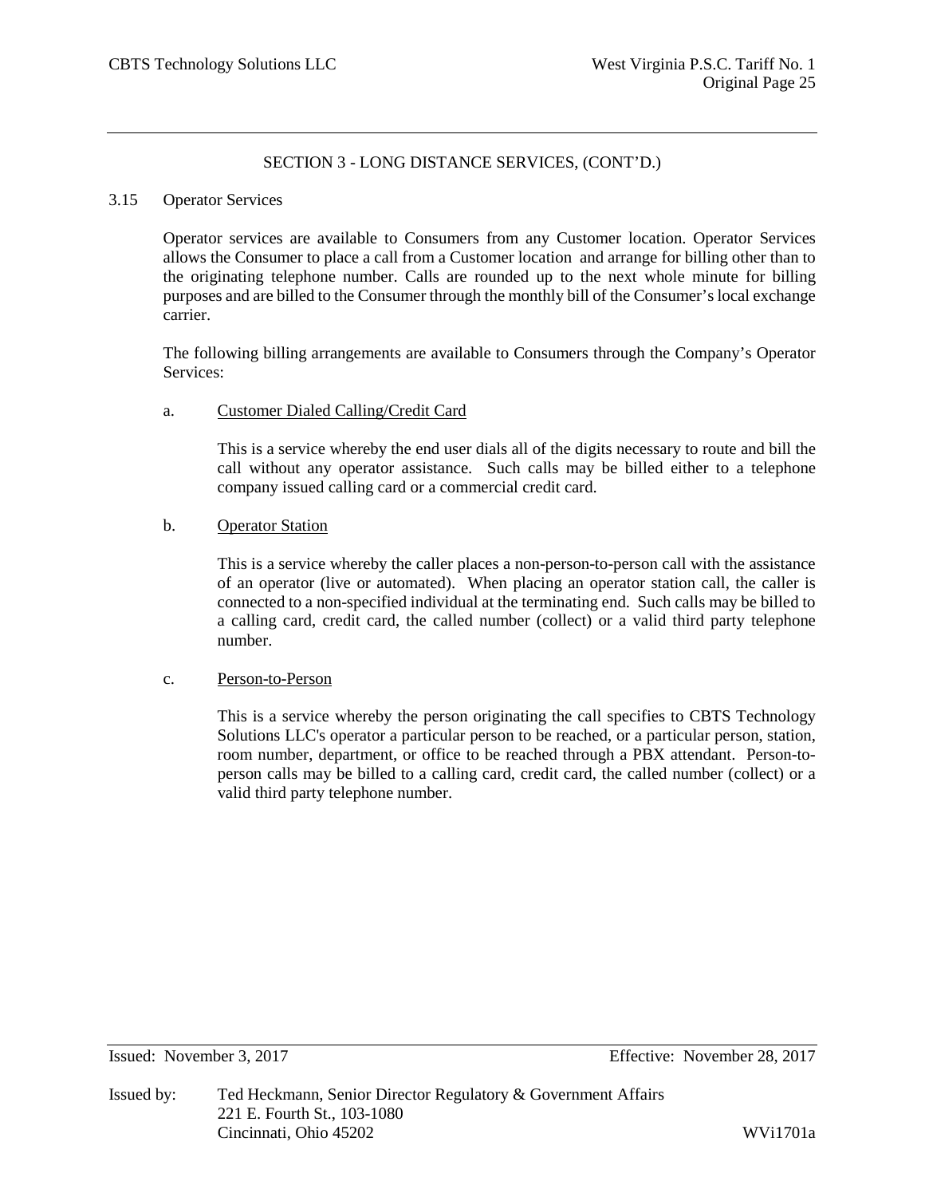## SECTION 3 - LONG DISTANCE SERVICES, (CONT'D.)

### 3.15 Operator Services

Operator services are available to Consumers from any Customer location. Operator Services allows the Consumer to place a call from a Customer location and arrange for billing other than to the originating telephone number. Calls are rounded up to the next whole minute for billing purposes and are billed to the Consumer through the monthly bill of the Consumer's local exchange carrier.

The following billing arrangements are available to Consumers through the Company's Operator Services:

a. <u>Customer Dialed Calling/Credit Card</u>

This is a service whereby the end user dials all of the digits necessary to route and bill the call without any operator assistance. Such calls may be billed either to a telephone company issued calling card or a commercial credit card.

b. <u>Operator Station</u>

This is a service whereby the caller places a non-person-to-person call with the assistance of an operator (live or automated). When placing an operator station call, the caller is connected to a non-specified individual at the terminating end. Such calls may be billed to a calling card, credit card, the called number (collect) or a valid third party telephone number.

c. <u>Person-to-Person</u>

This is a service whereby the person originating the call specifies to CBTS Technology Solutions LLC's operator a particular person to be reached, or a particular person, station, room number, department, or office to be reached through a PBX attendant. Person-to-person calls may be billed to a calling card, credit card, the called number (collect) or a valid third party telephone number.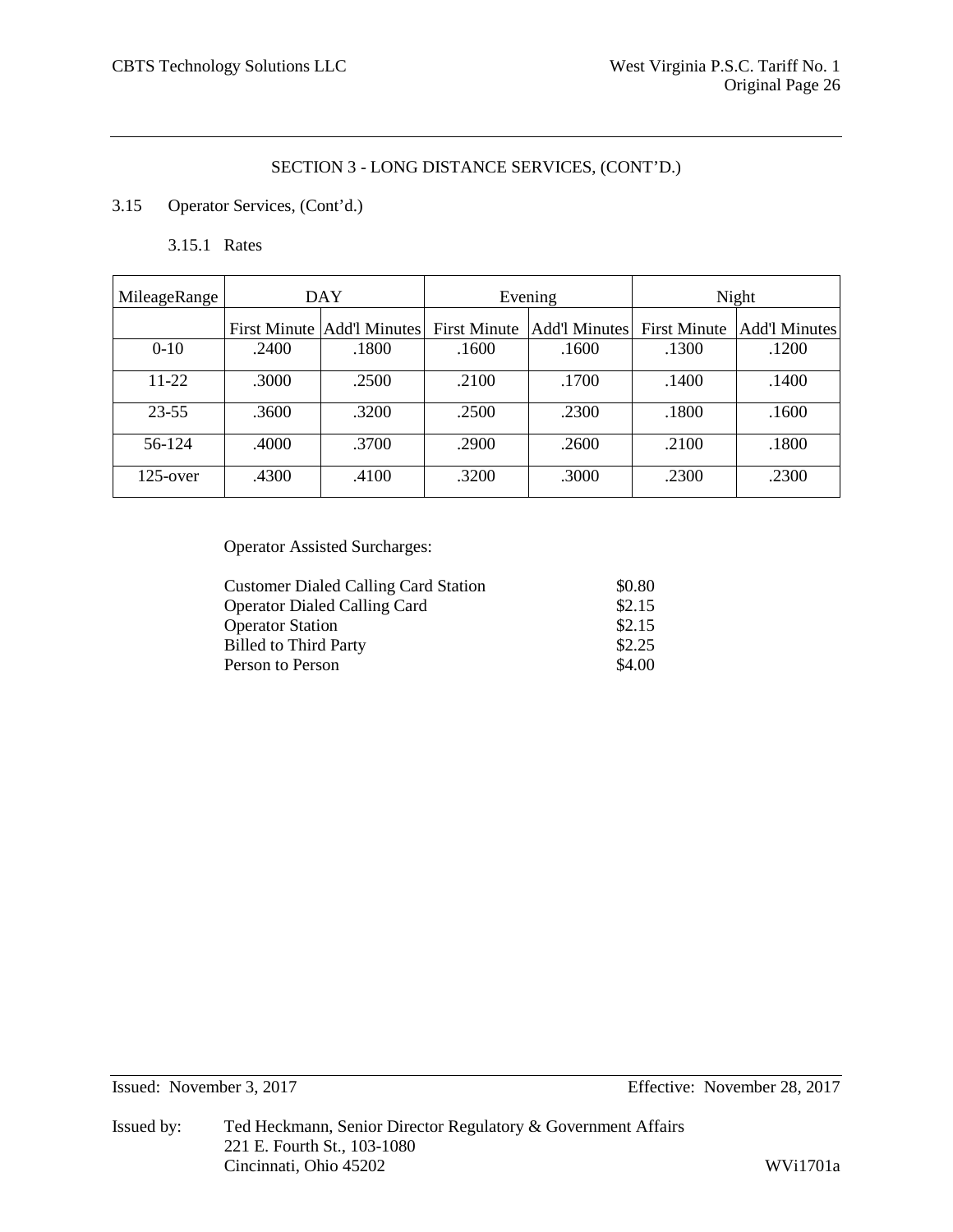## SECTION 3 - LONG DISTANCE SERVICES, (CONT'D.)

3.15 Operator Services, (Cont'd.)

3.15.1 Rates

| MileageRange | DAY | | Evening | | Night | |
|---|---|---|---|---|---|---|
| | First Minute | Add'l Minutes | First Minute | Add'l Minutes | First Minute | Add'l Minutes |
| 0-10 | .2400 | .1800 | .1600 | .1600 | .1300 | .1200 |
| 11-22 | .3000 | .2500 | .2100 | .1700 | .1400 | .1400 |
| 23-55 | .3600 | .3200 | .2500 | .2300 | .1800 | .1600 |
| 56-124 | .4000 | .3700 | .2900 | .2600 | .2100 | .1800 |
| 125-over | .4300 | .4100 | .3200 | .3000 | .2300 | .2300 |

Operator Assisted Surcharges:

| | |
|---|---|
| Customer Dialed Calling Card Station | $0.80 |
| Operator Dialed Calling Card | $2.15 |
| Operator Station | $2.15 |
| Billed to Third Party | $2.25 |
| Person to Person | $4.00 |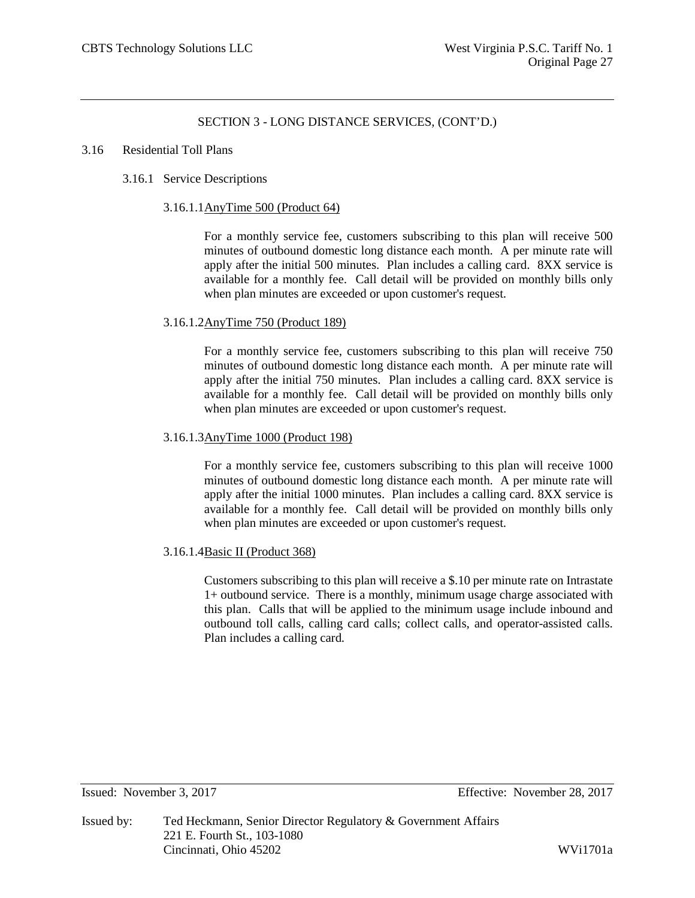## SECTION 3 - LONG DISTANCE SERVICES, (CONT'D.)

### 3.16 Residential Toll Plans

#### 3.16.1 Service Descriptions

##### 3.16.1.1 AnyTime 500 (Product 64)

For a monthly service fee, customers subscribing to this plan will receive 500 minutes of outbound domestic long distance each month. A per minute rate will apply after the initial 500 minutes. Plan includes a calling card. 8XX service is available for a monthly fee. Call detail will be provided on monthly bills only when plan minutes are exceeded or upon customer's request.

##### 3.16.1.2 AnyTime 750 (Product 189)

For a monthly service fee, customers subscribing to this plan will receive 750 minutes of outbound domestic long distance each month. A per minute rate will apply after the initial 750 minutes. Plan includes a calling card. 8XX service is available for a monthly fee. Call detail will be provided on monthly bills only when plan minutes are exceeded or upon customer's request.

##### 3.16.1.3 AnyTime 1000 (Product 198)

For a monthly service fee, customers subscribing to this plan will receive 1000 minutes of outbound domestic long distance each month. A per minute rate will apply after the initial 1000 minutes. Plan includes a calling card. 8XX service is available for a monthly fee. Call detail will be provided on monthly bills only when plan minutes are exceeded or upon customer's request.

##### 3.16.1.4 Basic II (Product 368)

Customers subscribing to this plan will receive a $.10 per minute rate on Intrastate 1+ outbound service. There is a monthly, minimum usage charge associated with this plan. Calls that will be applied to the minimum usage include inbound and outbound toll calls, calling card calls; collect calls, and operator-assisted calls. Plan includes a calling card.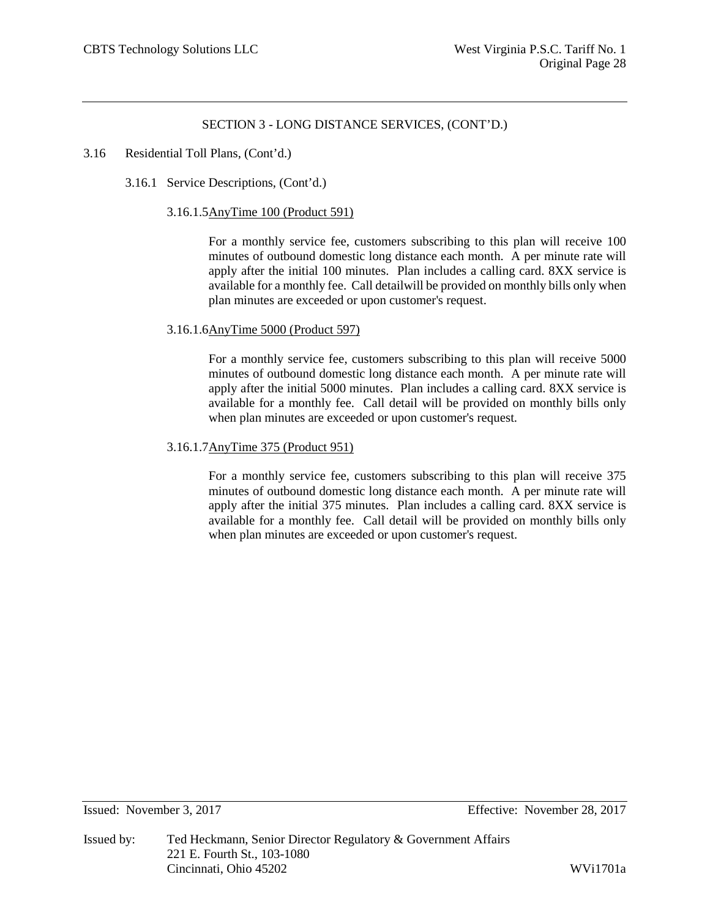## SECTION 3 - LONG DISTANCE SERVICES, (CONT'D.)

3.16 Residential Toll Plans, (Cont'd.)

3.16.1 Service Descriptions, (Cont'd.)

3.16.1.5 AnyTime 100 (Product 591)

For a monthly service fee, customers subscribing to this plan will receive 100 minutes of outbound domestic long distance each month. A per minute rate will apply after the initial 100 minutes. Plan includes a calling card. 8XX service is available for a monthly fee. Call detailwill be provided on monthly bills only when plan minutes are exceeded or upon customer's request.

3.16.1.6 AnyTime 5000 (Product 597)

For a monthly service fee, customers subscribing to this plan will receive 5000 minutes of outbound domestic long distance each month. A per minute rate will apply after the initial 5000 minutes. Plan includes a calling card. 8XX service is available for a monthly fee. Call detail will be provided on monthly bills only when plan minutes are exceeded or upon customer's request.

3.16.1.7 AnyTime 375 (Product 951)

For a monthly service fee, customers subscribing to this plan will receive 375 minutes of outbound domestic long distance each month. A per minute rate will apply after the initial 375 minutes. Plan includes a calling card. 8XX service is available for a monthly fee. Call detail will be provided on monthly bills only when plan minutes are exceeded or upon customer's request.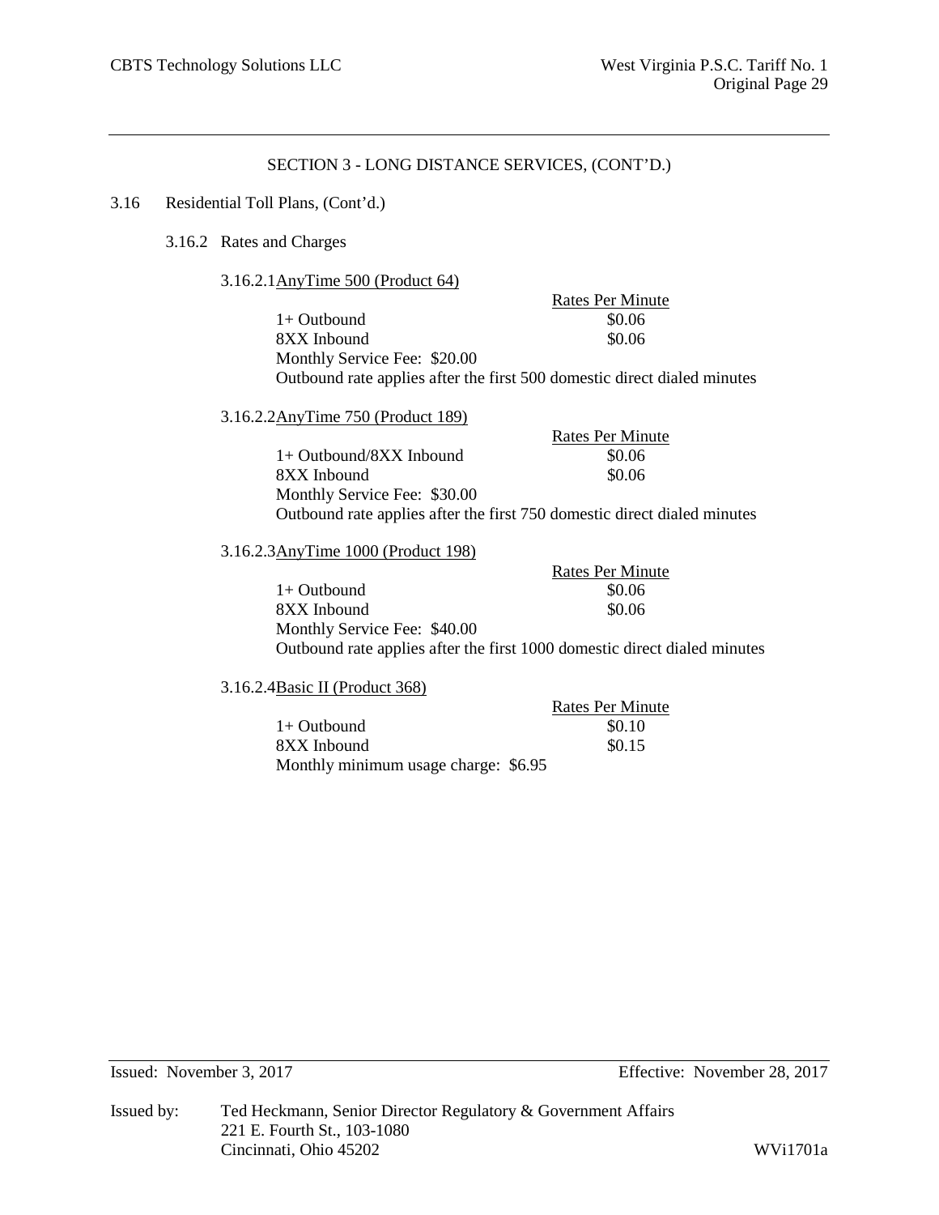## SECTION 3 - LONG DISTANCE SERVICES, (CONT'D.)

3.16 Residential Toll Plans, (Cont'd.)

3.16.2 Rates and Charges

3.16.2.1 AnyTime 500 (Product 64)

| | Rates Per Minute |
|---|---|
| 1+ Outbound | \$0.06 |
| 8XX Inbound | \$0.06 |

Monthly Service Fee: \$20.00

Outbound rate applies after the first 500 domestic direct dialed minutes

3.16.2.2 AnyTime 750 (Product 189)

| | Rates Per Minute |
|---|---|
| 1+ Outbound/8XX Inbound | \$0.06 |
| 8XX Inbound | \$0.06 |

Monthly Service Fee: \$30.00

Outbound rate applies after the first 750 domestic direct dialed minutes

3.16.2.3 AnyTime 1000 (Product 198)

| | Rates Per Minute |
|---|---|
| 1+ Outbound | \$0.06 |
| 8XX Inbound | \$0.06 |

Monthly Service Fee: \$40.00

Outbound rate applies after the first 1000 domestic direct dialed minutes

3.16.2.4 Basic II (Product 368)

| | Rates Per Minute |
|---|---|
| 1+ Outbound | \$0.10 |
| 8XX Inbound | \$0.15 |

Monthly minimum usage charge: \$6.95

Issued: November 3, 2017 Effective: November 28, 2017

Issued by: Ted Heckmann, Senior Director Regulatory & Government Affairs
221 E. Fourth St., 103-1080
Cincinnati, Ohio 45202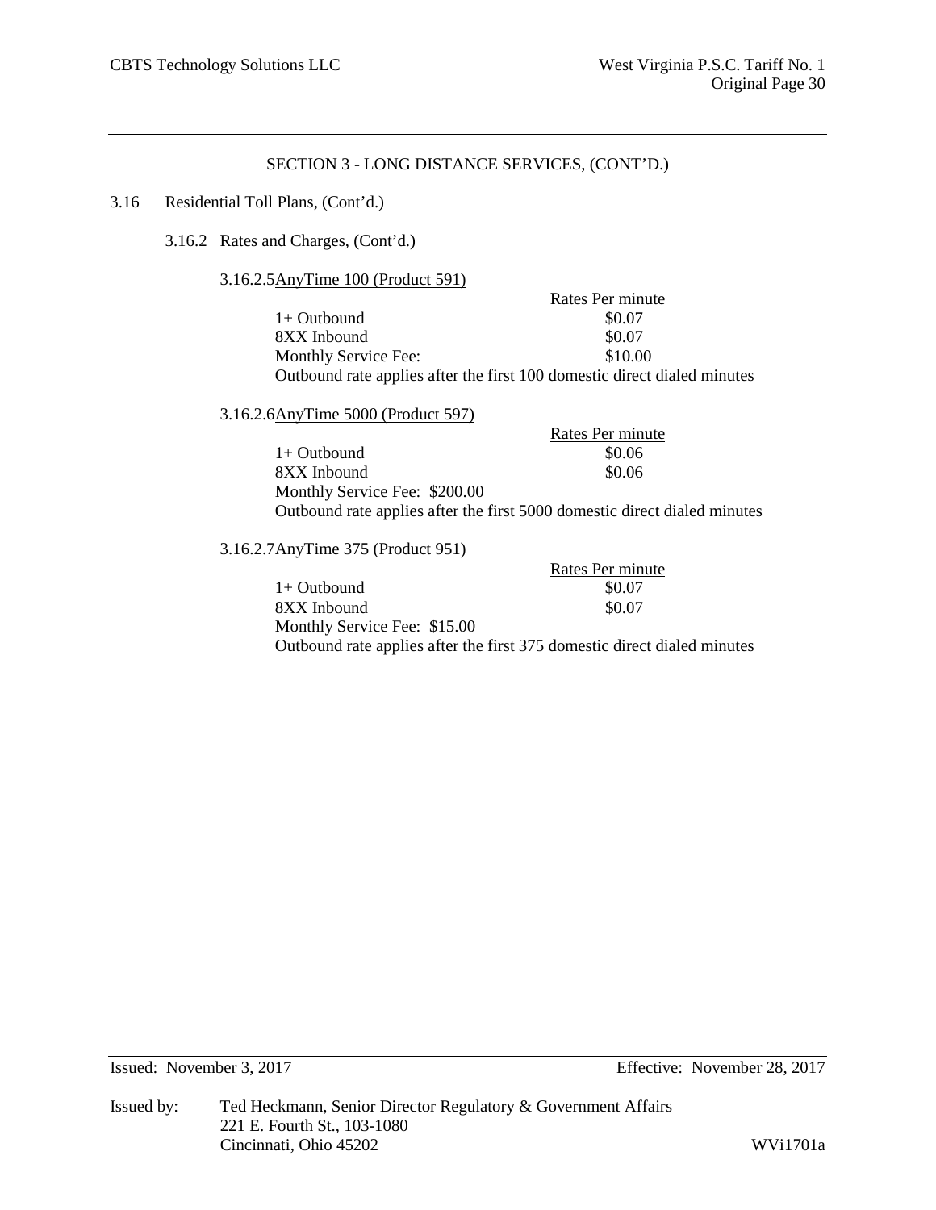## SECTION 3 - LONG DISTANCE SERVICES, (CONT'D.)

3.16 Residential Toll Plans, (Cont'd.)

3.16.2 Rates and Charges, (Cont'd.)

3.16.2.5 AnyTime 100 (Product 591)

| | Rates Per minute |
|---|---|
| 1+ Outbound | $0.07 |
| 8XX Inbound | $0.07 |
| Monthly Service Fee: | $10.00 |

Outbound rate applies after the first 100 domestic direct dialed minutes

3.16.2.6 AnyTime 5000 (Product 597)

| | Rates Per minute |
|---|---|
| 1+ Outbound | $0.06 |
| 8XX Inbound | $0.06 |

Monthly Service Fee: $200.00

Outbound rate applies after the first 5000 domestic direct dialed minutes

3.16.2.7 AnyTime 375 (Product 951)

| | Rates Per minute |
|---|---|
| 1+ Outbound | $0.07 |
| 8XX Inbound | $0.07 |

Monthly Service Fee: $15.00

Outbound rate applies after the first 375 domestic direct dialed minutes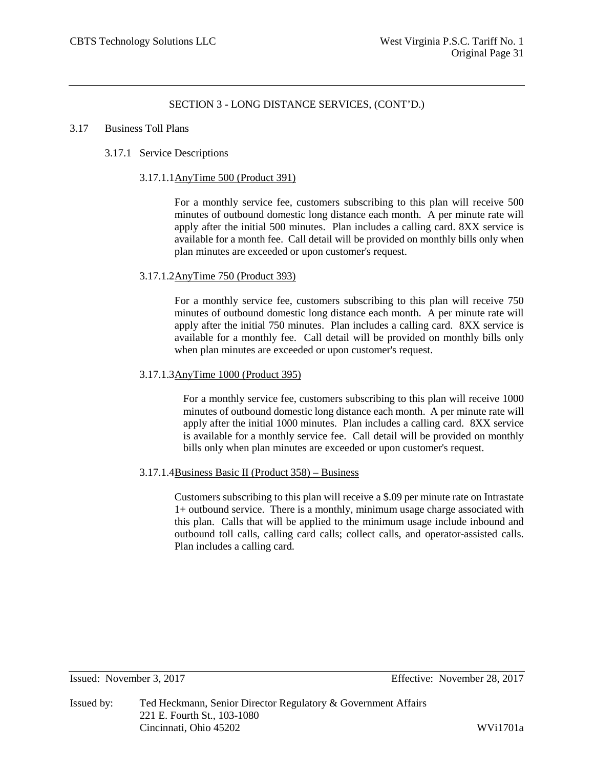## SECTION 3 - LONG DISTANCE SERVICES, (CONT'D.)

### 3.17 Business Toll Plans

#### 3.17.1 Service Descriptions

##### 3.17.1.1 AnyTime 500 (Product 391)

For a monthly service fee, customers subscribing to this plan will receive 500 minutes of outbound domestic long distance each month. A per minute rate will apply after the initial 500 minutes. Plan includes a calling card. 8XX service is available for a month fee. Call detail will be provided on monthly bills only when plan minutes are exceeded or upon customer's request.

##### 3.17.1.2 AnyTime 750 (Product 393)

For a monthly service fee, customers subscribing to this plan will receive 750 minutes of outbound domestic long distance each month. A per minute rate will apply after the initial 750 minutes. Plan includes a calling card. 8XX service is available for a monthly fee. Call detail will be provided on monthly bills only when plan minutes are exceeded or upon customer's request.

##### 3.17.1.3 AnyTime 1000 (Product 395)

For a monthly service fee, customers subscribing to this plan will receive 1000 minutes of outbound domestic long distance each month. A per minute rate will apply after the initial 1000 minutes. Plan includes a calling card. 8XX service is available for a monthly service fee. Call detail will be provided on monthly bills only when plan minutes are exceeded or upon customer's request.

##### 3.17.1.4 Business Basic II (Product 358) – Business

Customers subscribing to this plan will receive a $.09 per minute rate on Intrastate 1+ outbound service. There is a monthly, minimum usage charge associated with this plan. Calls that will be applied to the minimum usage include inbound and outbound toll calls, calling card calls; collect calls, and operator-assisted calls. Plan includes a calling card.

Issued: November 3, 2017 Effective: November 28, 2017

Issued by: Ted Heckmann, Senior Director Regulatory & Government Affairs
221 E. Fourth St., 103-1080
Cincinnati, Ohio 45202

WVi1701a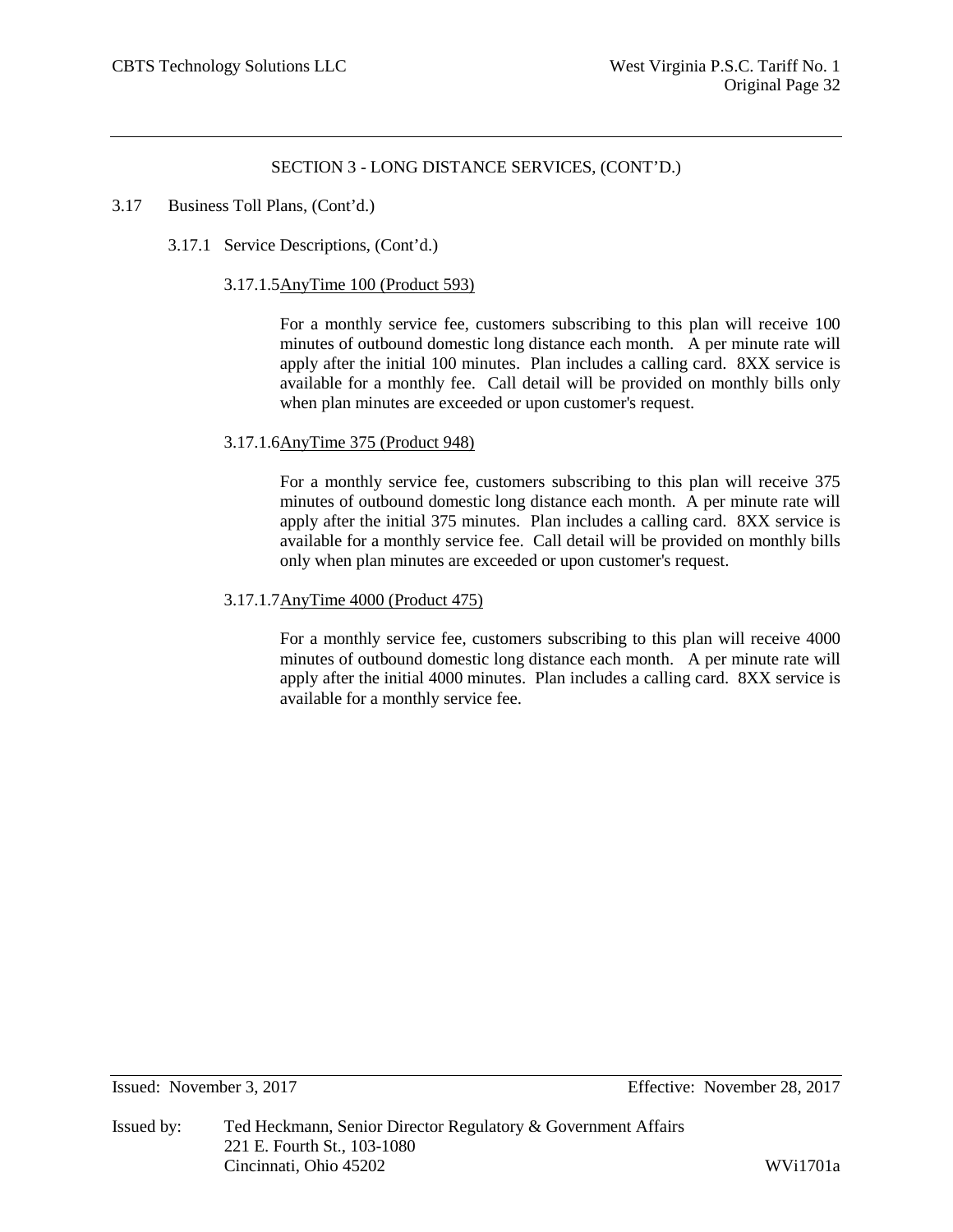## SECTION 3 - LONG DISTANCE SERVICES, (CONT'D.)

3.17 Business Toll Plans, (Cont'd.)

3.17.1 Service Descriptions, (Cont'd.)

3.17.1.5 AnyTime 100 (Product 593)

For a monthly service fee, customers subscribing to this plan will receive 100 minutes of outbound domestic long distance each month. A per minute rate will apply after the initial 100 minutes. Plan includes a calling card. 8XX service is available for a monthly fee. Call detail will be provided on monthly bills only when plan minutes are exceeded or upon customer's request.

3.17.1.6 AnyTime 375 (Product 948)

For a monthly service fee, customers subscribing to this plan will receive 375 minutes of outbound domestic long distance each month. A per minute rate will apply after the initial 375 minutes. Plan includes a calling card. 8XX service is available for a monthly service fee. Call detail will be provided on monthly bills only when plan minutes are exceeded or upon customer's request.

3.17.1.7 AnyTime 4000 (Product 475)

For a monthly service fee, customers subscribing to this plan will receive 4000 minutes of outbound domestic long distance each month. A per minute rate will apply after the initial 4000 minutes. Plan includes a calling card. 8XX service is available for a monthly service fee.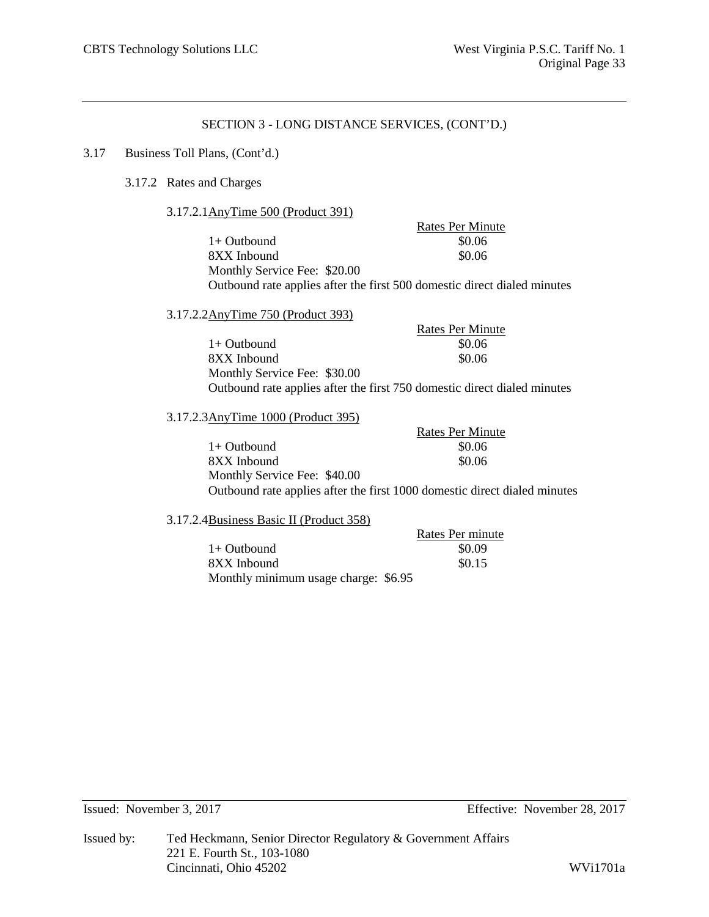SECTION 3 - LONG DISTANCE SERVICES, (CONT'D.)

3.17 Business Toll Plans, (Cont'd.)

3.17.2 Rates and Charges

3.17.2.1 AnyTime 500 (Product 391)

| | Rates Per Minute |
|---|---|
| 1+ Outbound | $0.06 |
| 8XX Inbound | $0.06 |

Monthly Service Fee: $20.00

Outbound rate applies after the first 500 domestic direct dialed minutes

3.17.2.2 AnyTime 750 (Product 393)

| | Rates Per Minute |
|---|---|
| 1+ Outbound | $0.06 |
| 8XX Inbound | $0.06 |

Monthly Service Fee: $30.00

Outbound rate applies after the first 750 domestic direct dialed minutes

3.17.2.3 AnyTime 1000 (Product 395)

| | Rates Per Minute |
|---|---|
| 1+ Outbound | $0.06 |
| 8XX Inbound | $0.06 |

Monthly Service Fee: $40.00

Outbound rate applies after the first 1000 domestic direct dialed minutes

3.17.2.4 Business Basic II (Product 358)

| | Rates Per minute |
|---|---|
| 1+ Outbound | $0.09 |
| 8XX Inbound | $0.15 |

Monthly minimum usage charge: $6.95

Issued: November 3, 2017 Effective: November 28, 2017

Issued by: Ted Heckmann, Senior Director Regulatory & Government Affairs
221 E. Fourth St., 103-1080
Cincinnati, Ohio 45202

WVi1701a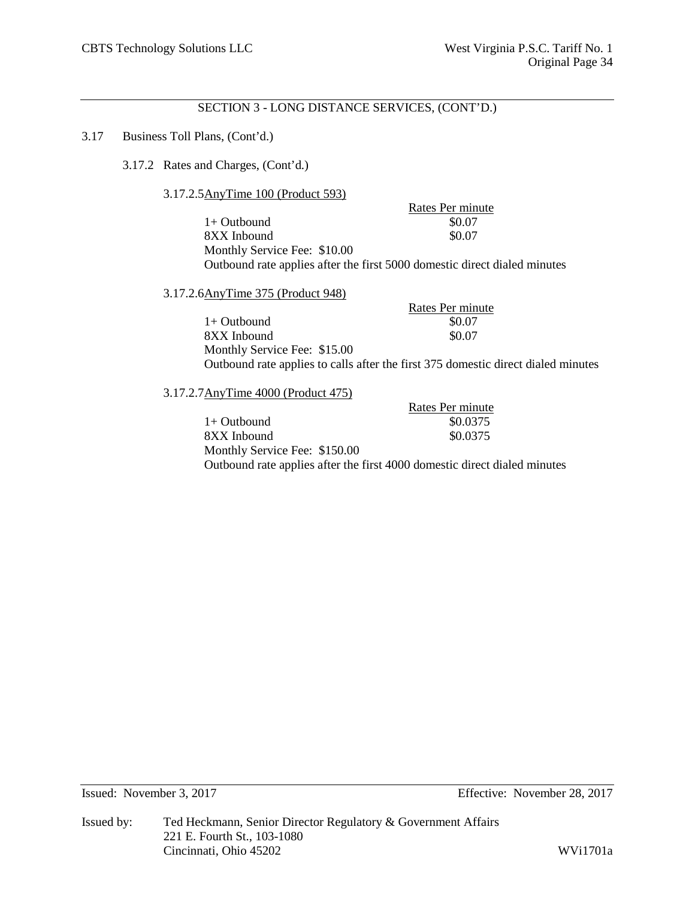## SECTION 3 - LONG DISTANCE SERVICES, (CONT'D.)

3.17 Business Toll Plans, (Cont'd.)

3.17.2 Rates and Charges, (Cont'd.)

3.17.2.5 AnyTime 100 (Product 593)

| | Rates Per minute |
|---|---|
| 1+ Outbound | $0.07 |
| 8XX Inbound | $0.07 |

Monthly Service Fee: $10.00

Outbound rate applies after the first 5000 domestic direct dialed minutes

3.17.2.6 AnyTime 375 (Product 948)

| | Rates Per minute |
|---|---|
| 1+ Outbound | $0.07 |
| 8XX Inbound | $0.07 |

Monthly Service Fee: $15.00

Outbound rate applies to calls after the first 375 domestic direct dialed minutes

3.17.2.7 AnyTime 4000 (Product 475)

| | Rates Per minute |
|---|---|
| 1+ Outbound | $0.0375 |
| 8XX Inbound | $0.0375 |

Monthly Service Fee: $150.00

Outbound rate applies after the first 4000 domestic direct dialed minutes

Issued: November 3, 2017 Effective: November 28, 2017

Issued by: Ted Heckmann, Senior Director Regulatory & Government Affairs
221 E. Fourth St., 103-1080
Cincinnati, Ohio 45202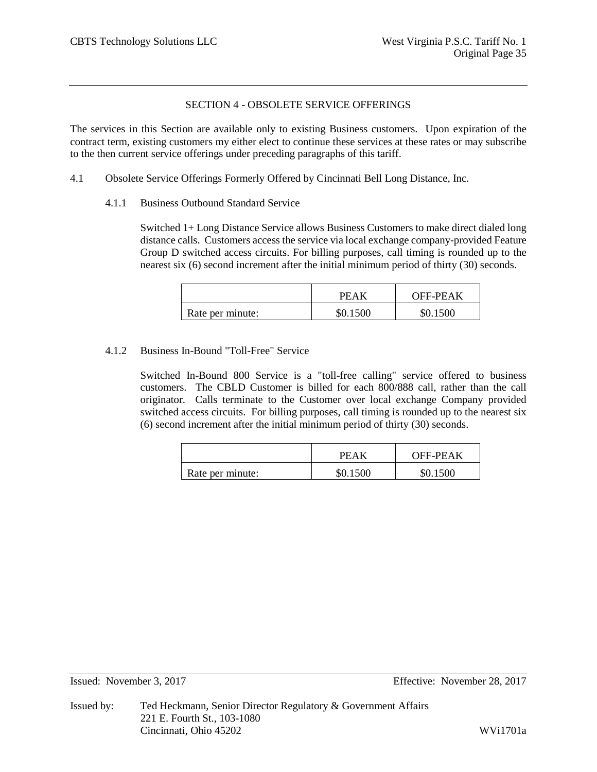## SECTION 4 - OBSOLETE SERVICE OFFERINGS

The services in this Section are available only to existing Business customers. Upon expiration of the contract term, existing customers my either elect to continue these services at these rates or may subscribe to the then current service offerings under preceding paragraphs of this tariff.

4.1 Obsolete Service Offerings Formerly Offered by Cincinnati Bell Long Distance, Inc.

4.1.1 Business Outbound Standard Service

Switched 1+ Long Distance Service allows Business Customers to make direct dialed long distance calls. Customers access the service via local exchange company-provided Feature Group D switched access circuits. For billing purposes, call timing is rounded up to the nearest six (6) second increment after the initial minimum period of thirty (30) seconds.

| | PEAK | OFF-PEAK |
|---|---|---|
| Rate per minute: | $0.1500 | $0.1500 |

4.1.2 Business In-Bound "Toll-Free" Service

Switched In-Bound 800 Service is a "toll-free calling" service offered to business customers. The CBLD Customer is billed for each 800/888 call, rather than the call originator. Calls terminate to the Customer over local exchange Company provided switched access circuits. For billing purposes, call timing is rounded up to the nearest six (6) second increment after the initial minimum period of thirty (30) seconds.

| | PEAK | OFF-PEAK |
|---|---|---|
| Rate per minute: | $0.1500 | $0.1500 |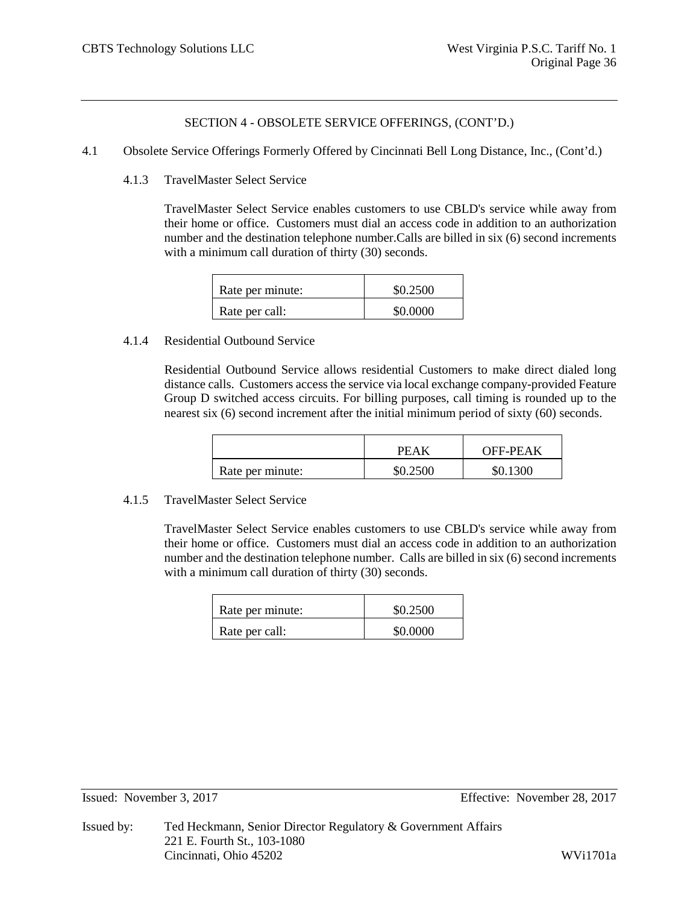## SECTION 4 - OBSOLETE SERVICE OFFERINGS, (CONT'D.)

4.1 Obsolete Service Offerings Formerly Offered by Cincinnati Bell Long Distance, Inc., (Cont'd.)

### 4.1.3 TravelMaster Select Service

TravelMaster Select Service enables customers to use CBLD's service while away from their home or office. Customers must dial an access code in addition to an authorization number and the destination telephone number.Calls are billed in six (6) second increments with a minimum call duration of thirty (30) seconds.

| | |
|---|---|
| Rate per minute: | $0.2500 |
| Rate per call: | $0.0000 |

### 4.1.4 Residential Outbound Service

Residential Outbound Service allows residential Customers to make direct dialed long distance calls. Customers access the service via local exchange company-provided Feature Group D switched access circuits. For billing purposes, call timing is rounded up to the nearest six (6) second increment after the initial minimum period of sixty (60) seconds.

| | PEAK | OFF-PEAK |
|---|---|---|
| Rate per minute: | $0.2500 | $0.1300 |

### 4.1.5 TravelMaster Select Service

TravelMaster Select Service enables customers to use CBLD's service while away from their home or office. Customers must dial an access code in addition to an authorization number and the destination telephone number. Calls are billed in six (6) second increments with a minimum call duration of thirty (30) seconds.

| | |
|---|---|
| Rate per minute: | $0.2500 |
| Rate per call: | $0.0000 |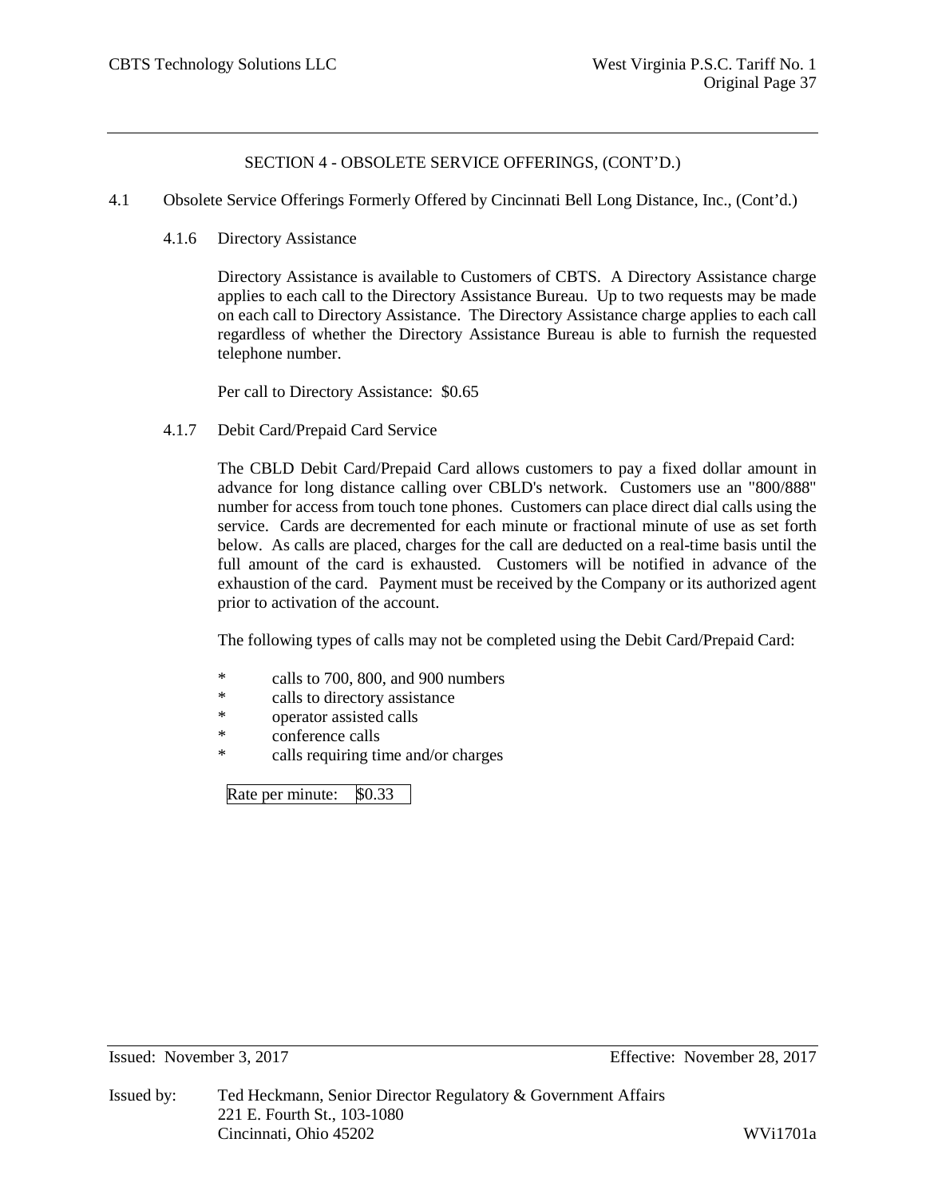## SECTION 4 - OBSOLETE SERVICE OFFERINGS, (CONT'D.)

4.1 Obsolete Service Offerings Formerly Offered by Cincinnati Bell Long Distance, Inc., (Cont'd.)

### 4.1.6 Directory Assistance

Directory Assistance is available to Customers of CBTS. A Directory Assistance charge applies to each call to the Directory Assistance Bureau. Up to two requests may be made on each call to Directory Assistance. The Directory Assistance charge applies to each call regardless of whether the Directory Assistance Bureau is able to furnish the requested telephone number.

Per call to Directory Assistance: $0.65

### 4.1.7 Debit Card/Prepaid Card Service

The CBLD Debit Card/Prepaid Card allows customers to pay a fixed dollar amount in advance for long distance calling over CBLD's network. Customers use an "800/888" number for access from touch tone phones. Customers can place direct dial calls using the service. Cards are decremented for each minute or fractional minute of use as set forth below. As calls are placed, charges for the call are deducted on a real-time basis until the full amount of the card is exhausted. Customers will be notified in advance of the exhaustion of the card. Payment must be received by the Company or its authorized agent prior to activation of the account.

The following types of calls may not be completed using the Debit Card/Prepaid Card:

* calls to 700, 800, and 900 numbers
* calls to directory assistance
* operator assisted calls
* conference calls
* calls requiring time and/or charges

| Rate per minute: | $0.33 |
|---|---|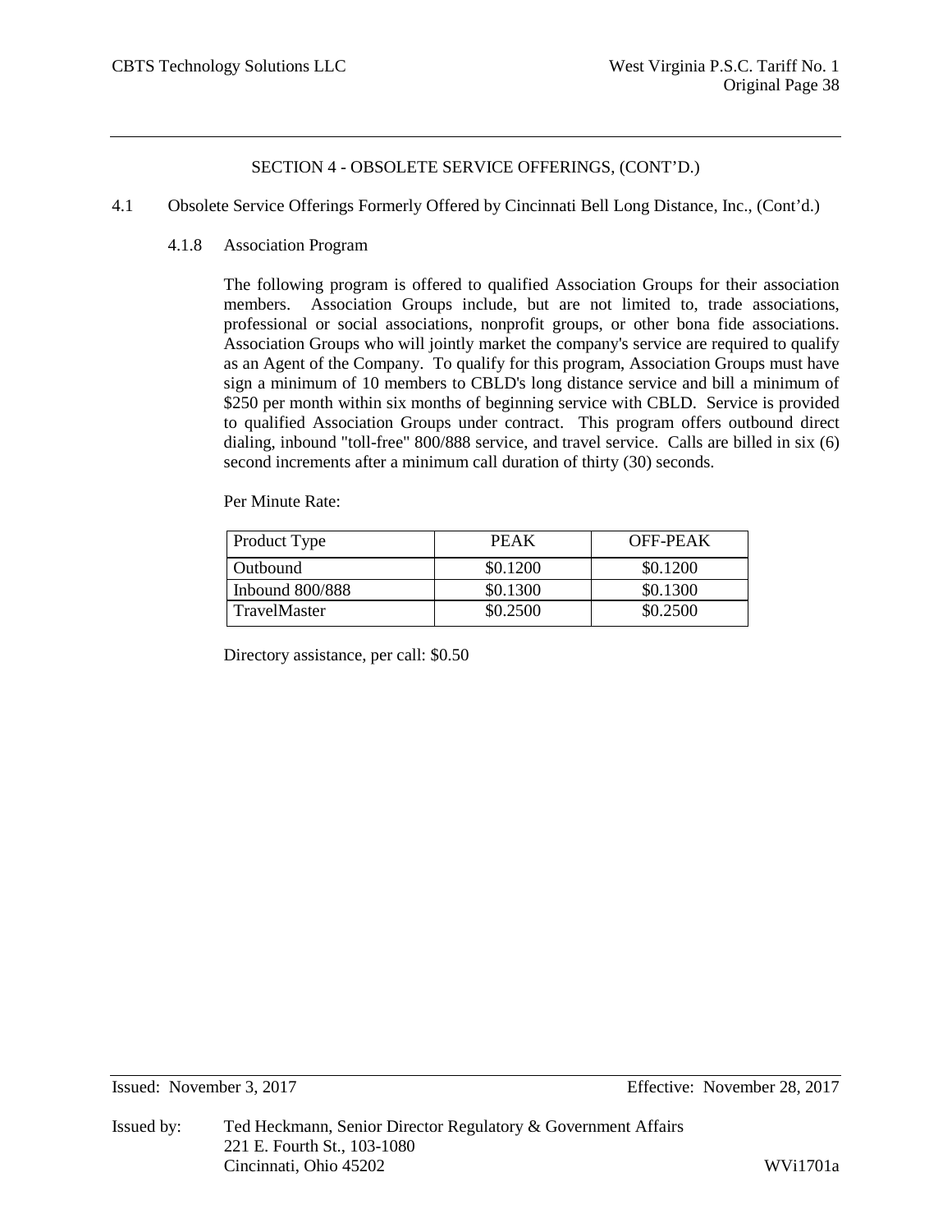## SECTION 4 - OBSOLETE SERVICE OFFERINGS, (CONT'D.)

4.1 Obsolete Service Offerings Formerly Offered by Cincinnati Bell Long Distance, Inc., (Cont'd.)

### 4.1.8 Association Program

The following program is offered to qualified Association Groups for their association members. Association Groups include, but are not limited to, trade associations, professional or social associations, nonprofit groups, or other bona fide associations. Association Groups who will jointly market the company's service are required to qualify as an Agent of the Company. To qualify for this program, Association Groups must have sign a minimum of 10 members to CBLD's long distance service and bill a minimum of $250 per month within six months of beginning service with CBLD. Service is provided to qualified Association Groups under contract. This program offers outbound direct dialing, inbound "toll-free" 800/888 service, and travel service. Calls are billed in six (6) second increments after a minimum call duration of thirty (30) seconds.

Per Minute Rate:

| Product Type | PEAK | OFF-PEAK |
|---|---|---|
| Outbound | $0.1200 | $0.1200 |
| Inbound 800/888 | $0.1300 | $0.1300 |
| TravelMaster | $0.2500 | $0.2500 |

Directory assistance, per call: $0.50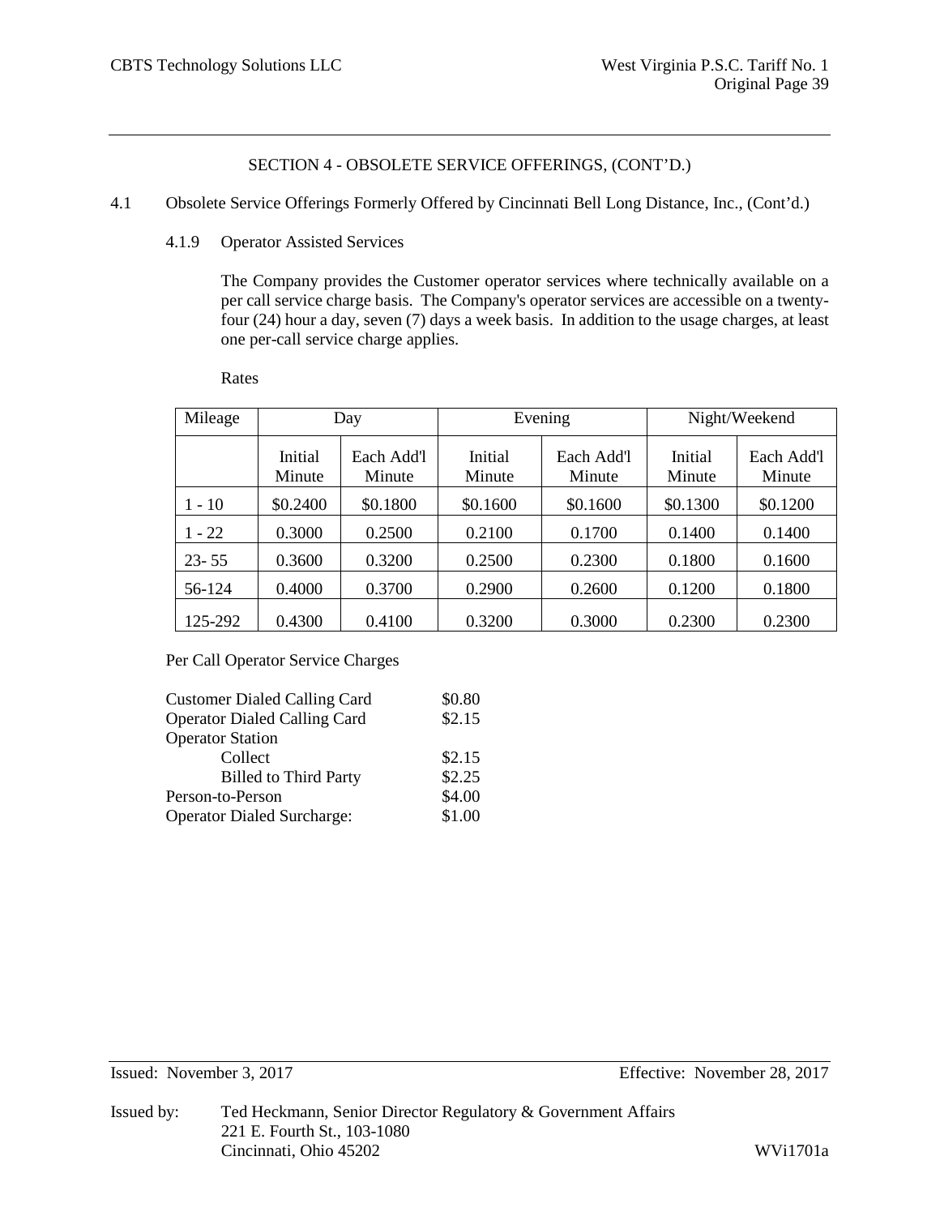## SECTION 4 - OBSOLETE SERVICE OFFERINGS, (CONT'D.)

4.1 Obsolete Service Offerings Formerly Offered by Cincinnati Bell Long Distance, Inc., (Cont'd.)

### 4.1.9 Operator Assisted Services

The Company provides the Customer operator services where technically available on a per call service charge basis. The Company's operator services are accessible on a twenty-four (24) hour a day, seven (7) days a week basis. In addition to the usage charges, at least one per-call service charge applies.

Rates

| Mileage | Day | | Evening | | Night/Weekend | |
|---|---|---|---|---|---|---|
| | Initial Minute | Each Add'l Minute | Initial Minute | Each Add'l Minute | Initial Minute | Each Add'l Minute |
| 1 - 10 | $0.2400 | $0.1800 | $0.1600 | $0.1600 | $0.1300 | $0.1200 |
| 1 - 22 | 0.3000 | 0.2500 | 0.2100 | 0.1700 | 0.1400 | 0.1400 |
| 23- 55 | 0.3600 | 0.3200 | 0.2500 | 0.2300 | 0.1800 | 0.1600 |
| 56-124 | 0.4000 | 0.3700 | 0.2900 | 0.2600 | 0.1200 | 0.1800 |
| 125-292 | 0.4300 | 0.4100 | 0.3200 | 0.3000 | 0.2300 | 0.2300 |

Per Call Operator Service Charges

| | |
|---|---|
| Customer Dialed Calling Card | $0.80 |
| Operator Dialed Calling Card | $2.15 |
| Operator Station | |
| Collect | $2.15 |
| Billed to Third Party | $2.25 |
| Person-to-Person | $4.00 |
| Operator Dialed Surcharge: | $1.00 |

Issued: November 3, 2017 Effective: November 28, 2017

Issued by: Ted Heckmann, Senior Director Regulatory & Government Affairs
221 E. Fourth St., 103-1080
Cincinnati, Ohio 45202

WVi1701a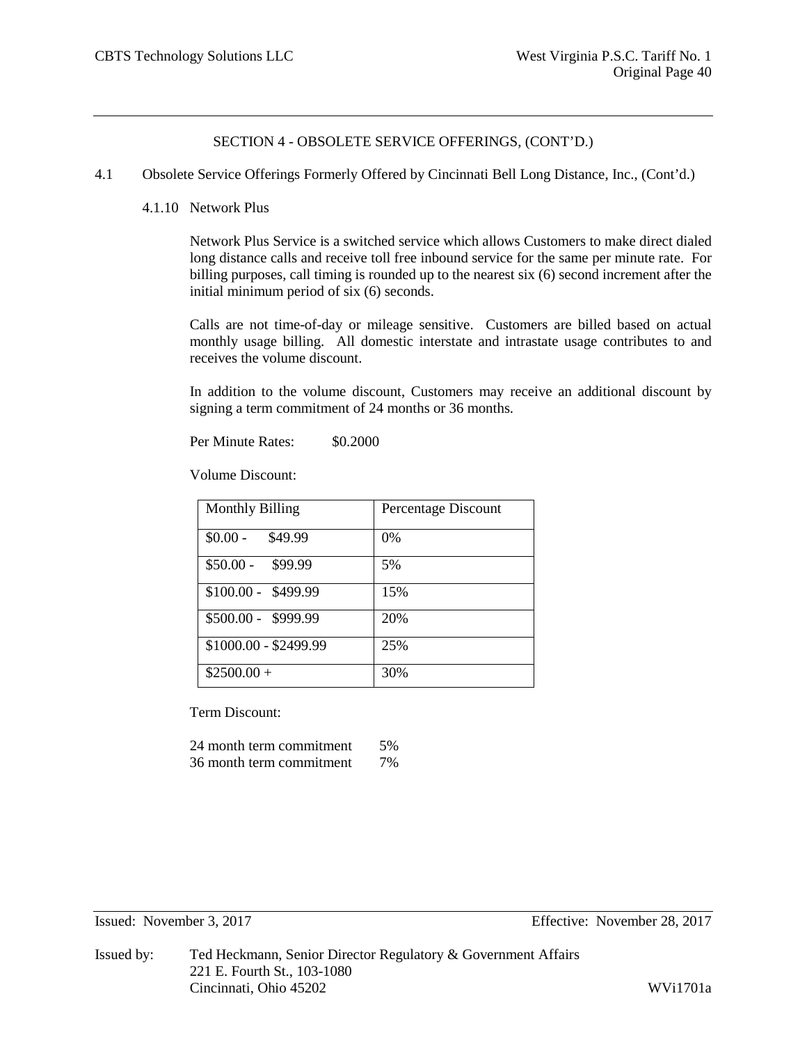## SECTION 4 - OBSOLETE SERVICE OFFERINGS, (CONT'D.)

4.1 Obsolete Service Offerings Formerly Offered by Cincinnati Bell Long Distance, Inc., (Cont'd.)

### 4.1.10 Network Plus

Network Plus Service is a switched service which allows Customers to make direct dialed long distance calls and receive toll free inbound service for the same per minute rate. For billing purposes, call timing is rounded up to the nearest six (6) second increment after the initial minimum period of six (6) seconds.

Calls are not time-of-day or mileage sensitive. Customers are billed based on actual monthly usage billing. All domestic interstate and intrastate usage contributes to and receives the volume discount.

In addition to the volume discount, Customers may receive an additional discount by signing a term commitment of 24 months or 36 months.

Per Minute Rates: $0.2000

Volume Discount:

| Monthly Billing | Percentage Discount |
|---|---|
| $0.00 - $49.99 | 0% |
| $50.00 - $99.99 | 5% |
| $100.00 - $499.99 | 15% |
| $500.00 - $999.99 | 20% |
| $1000.00 - $2499.99 | 25% |
| $2500.00 + | 30% |

Term Discount:

| | |
|---|---|
| 24 month term commitment | 5% |
| 36 month term commitment | 7% |

Issued: November 3, 2017 Effective: November 28, 2017

Issued by: Ted Heckmann, Senior Director Regulatory & Government Affairs
221 E. Fourth St., 103-1080
Cincinnati, Ohio 45202

WVi1701a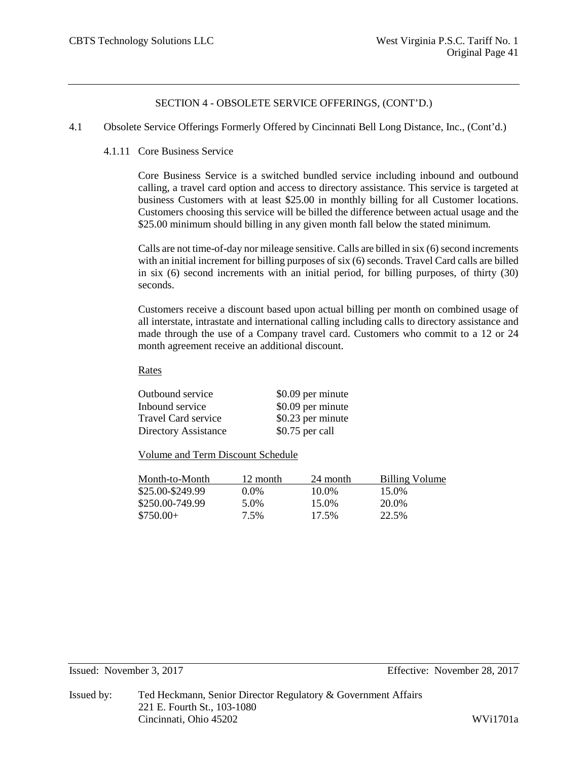## SECTION 4 - OBSOLETE SERVICE OFFERINGS, (CONT'D.)

4.1 Obsolete Service Offerings Formerly Offered by Cincinnati Bell Long Distance, Inc., (Cont'd.)

### 4.1.11 Core Business Service

Core Business Service is a switched bundled service including inbound and outbound calling, a travel card option and access to directory assistance. This service is targeted at business Customers with at least $25.00 in monthly billing for all Customer locations. Customers choosing this service will be billed the difference between actual usage and the $25.00 minimum should billing in any given month fall below the stated minimum.

Calls are not time-of-day nor mileage sensitive. Calls are billed in six (6) second increments with an initial increment for billing purposes of six (6) seconds. Travel Card calls are billed in six (6) second increments with an initial period, for billing purposes, of thirty (30) seconds.

Customers receive a discount based upon actual billing per month on combined usage of all interstate, intrastate and international calling including calls to directory assistance and made through the use of a Company travel card. Customers who commit to a 12 or 24 month agreement receive an additional discount.

Rates

| | |
|---|---|
| Outbound service | $0.09 per minute |
| Inbound service | $0.09 per minute |
| Travel Card service | $0.23 per minute |
| Directory Assistance | $0.75 per call |

Volume and Term Discount Schedule

| Month-to-Month | 12 month | 24 month | Billing Volume |
|---|---|---|---|
| $25.00-$249.99 | 0.0% | 10.0% | 15.0% |
| $250.00-749.99 | 5.0% | 15.0% | 20.0% |
| $750.00+ | 7.5% | 17.5% | 22.5% |

Issued: November 3, 2017 Effective: November 28, 2017

Issued by: Ted Heckmann, Senior Director Regulatory & Government Affairs
221 E. Fourth St., 103-1080
Cincinnati, Ohio 45202

WVi1701a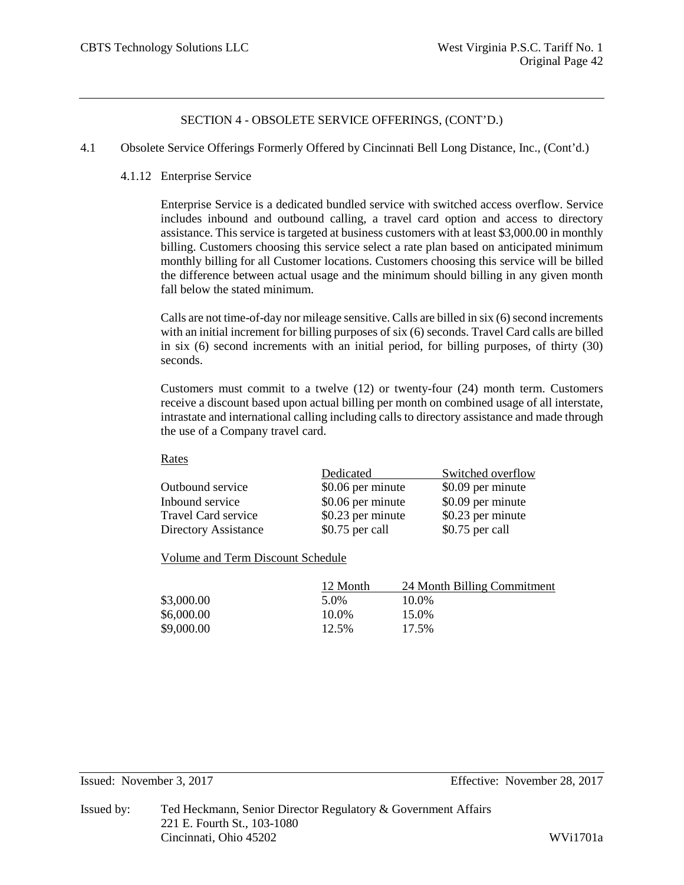## SECTION 4 - OBSOLETE SERVICE OFFERINGS, (CONT'D.)

4.1 Obsolete Service Offerings Formerly Offered by Cincinnati Bell Long Distance, Inc., (Cont'd.)

### 4.1.12 Enterprise Service

Enterprise Service is a dedicated bundled service with switched access overflow. Service includes inbound and outbound calling, a travel card option and access to directory assistance. This service is targeted at business customers with at least $3,000.00 in monthly billing. Customers choosing this service select a rate plan based on anticipated minimum monthly billing for all Customer locations. Customers choosing this service will be billed the difference between actual usage and the minimum should billing in any given month fall below the stated minimum.

Calls are not time-of-day nor mileage sensitive. Calls are billed in six (6) second increments with an initial increment for billing purposes of six (6) seconds. Travel Card calls are billed in six (6) second increments with an initial period, for billing purposes, of thirty (30) seconds.

Customers must commit to a twelve (12) or twenty-four (24) month term. Customers receive a discount based upon actual billing per month on combined usage of all interstate, intrastate and international calling including calls to directory assistance and made through the use of a Company travel card.

Rates

| | Dedicated | Switched overflow |
|---|---|---|
| Outbound service | $0.06 per minute | $0.09 per minute |
| Inbound service | $0.06 per minute | $0.09 per minute |
| Travel Card service | $0.23 per minute | $0.23 per minute |
| Directory Assistance | $0.75 per call | $0.75 per call |

Volume and Term Discount Schedule

| | 12 Month | 24 Month Billing Commitment |
|---|---|---|
| $3,000.00 | 5.0% | 10.0% |
| $6,000.00 | 10.0% | 15.0% |
| $9,000.00 | 12.5% | 17.5% |

Issued: November 3, 2017 Effective: November 28, 2017

Issued by: Ted Heckmann, Senior Director Regulatory & Government Affairs
221 E. Fourth St., 103-1080
Cincinnati, Ohio 45202

WVi1701a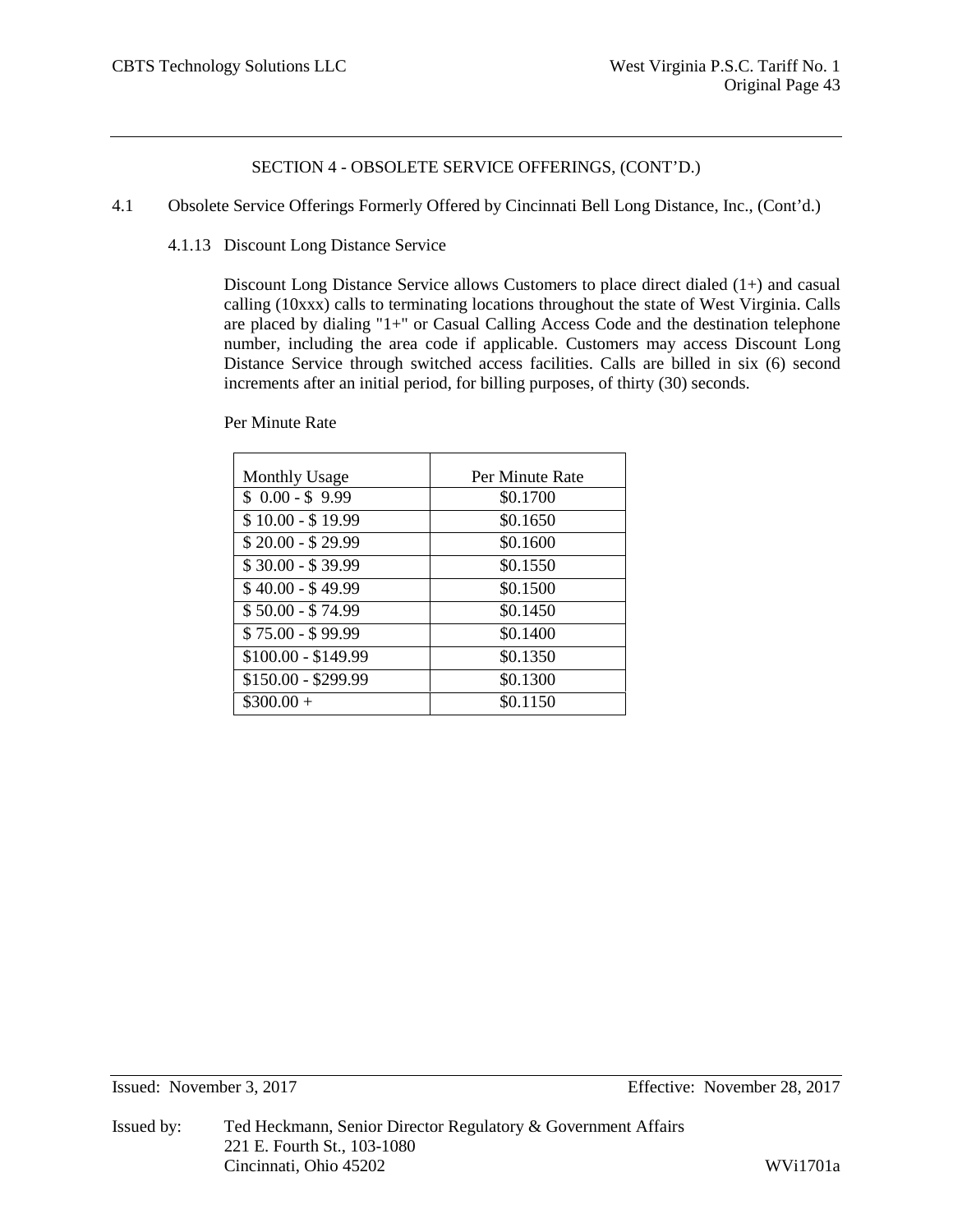## SECTION 4 - OBSOLETE SERVICE OFFERINGS, (CONT'D.)

4.1 Obsolete Service Offerings Formerly Offered by Cincinnati Bell Long Distance, Inc., (Cont'd.)

4.1.13 Discount Long Distance Service

Discount Long Distance Service allows Customers to place direct dialed (1+) and casual calling (10xxx) calls to terminating locations throughout the state of West Virginia. Calls are placed by dialing "1+" or Casual Calling Access Code and the destination telephone number, including the area code if applicable. Customers may access Discount Long Distance Service through switched access facilities. Calls are billed in six (6) second increments after an initial period, for billing purposes, of thirty (30) seconds.

Per Minute Rate

| Monthly Usage | Per Minute Rate |
|---|---|
| $ 0.00 - $ 9.99 | $0.1700 |
| $ 10.00 - $ 19.99 | $0.1650 |
| $ 20.00 - $ 29.99 | $0.1600 |
| $ 30.00 - $ 39.99 | $0.1550 |
| $ 40.00 - $ 49.99 | $0.1500 |
| $ 50.00 - $ 74.99 | $0.1450 |
| $ 75.00 - $ 99.99 | $0.1400 |
| $100.00 - $149.99 | $0.1350 |
| $150.00 - $299.99 | $0.1300 |
| $300.00 + | $0.1150 |

Issued: November 3, 2017 Effective: November 28, 2017

Issued by: Ted Heckmann, Senior Director Regulatory & Government Affairs
221 E. Fourth St., 103-1080
Cincinnati, Ohio 45202 WVi1701a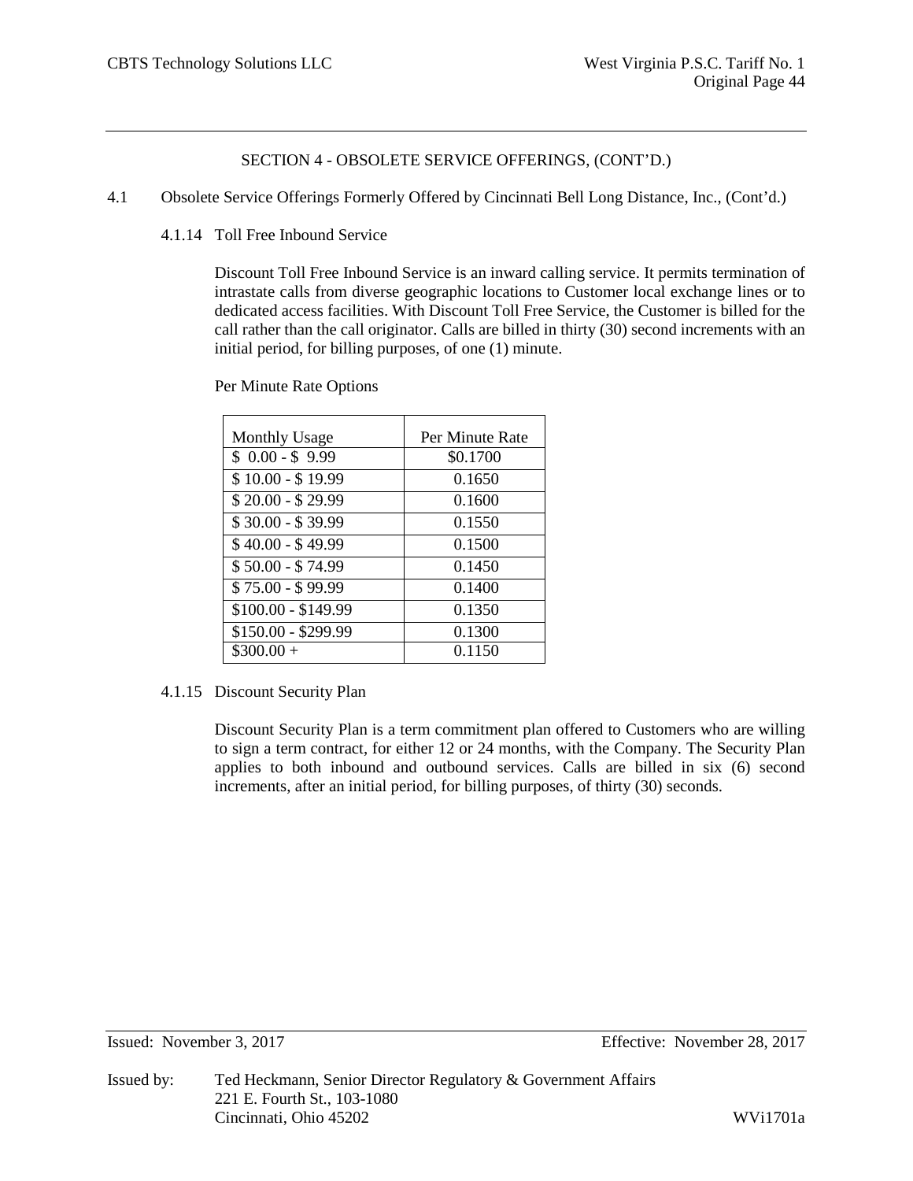## SECTION 4 - OBSOLETE SERVICE OFFERINGS, (CONT'D.)

4.1 Obsolete Service Offerings Formerly Offered by Cincinnati Bell Long Distance, Inc., (Cont'd.)

### 4.1.14 Toll Free Inbound Service

Discount Toll Free Inbound Service is an inward calling service. It permits termination of intrastate calls from diverse geographic locations to Customer local exchange lines or to dedicated access facilities. With Discount Toll Free Service, the Customer is billed for the call rather than the call originator. Calls are billed in thirty (30) second increments with an initial period, for billing purposes, of one (1) minute.

Per Minute Rate Options

| Monthly Usage | Per Minute Rate |
|---|---|
| $ 0.00 - $ 9.99 | $0.1700 |
| $ 10.00 - $ 19.99 | 0.1650 |
| $ 20.00 - $ 29.99 | 0.1600 |
| $ 30.00 - $ 39.99 | 0.1550 |
| $ 40.00 - $ 49.99 | 0.1500 |
| $ 50.00 - $ 74.99 | 0.1450 |
| $ 75.00 - $ 99.99 | 0.1400 |
| $100.00 - $149.99 | 0.1350 |
| $150.00 - $299.99 | 0.1300 |
| $300.00 + | 0.1150 |

### 4.1.15 Discount Security Plan

Discount Security Plan is a term commitment plan offered to Customers who are willing to sign a term contract, for either 12 or 24 months, with the Company. The Security Plan applies to both inbound and outbound services. Calls are billed in six (6) second increments, after an initial period, for billing purposes, of thirty (30) seconds.

Issued: November 3, 2017 Effective: November 28, 2017

Issued by: Ted Heckmann, Senior Director Regulatory & Government Affairs
221 E. Fourth St., 103-1080
Cincinnati, Ohio 45202

WVi1701a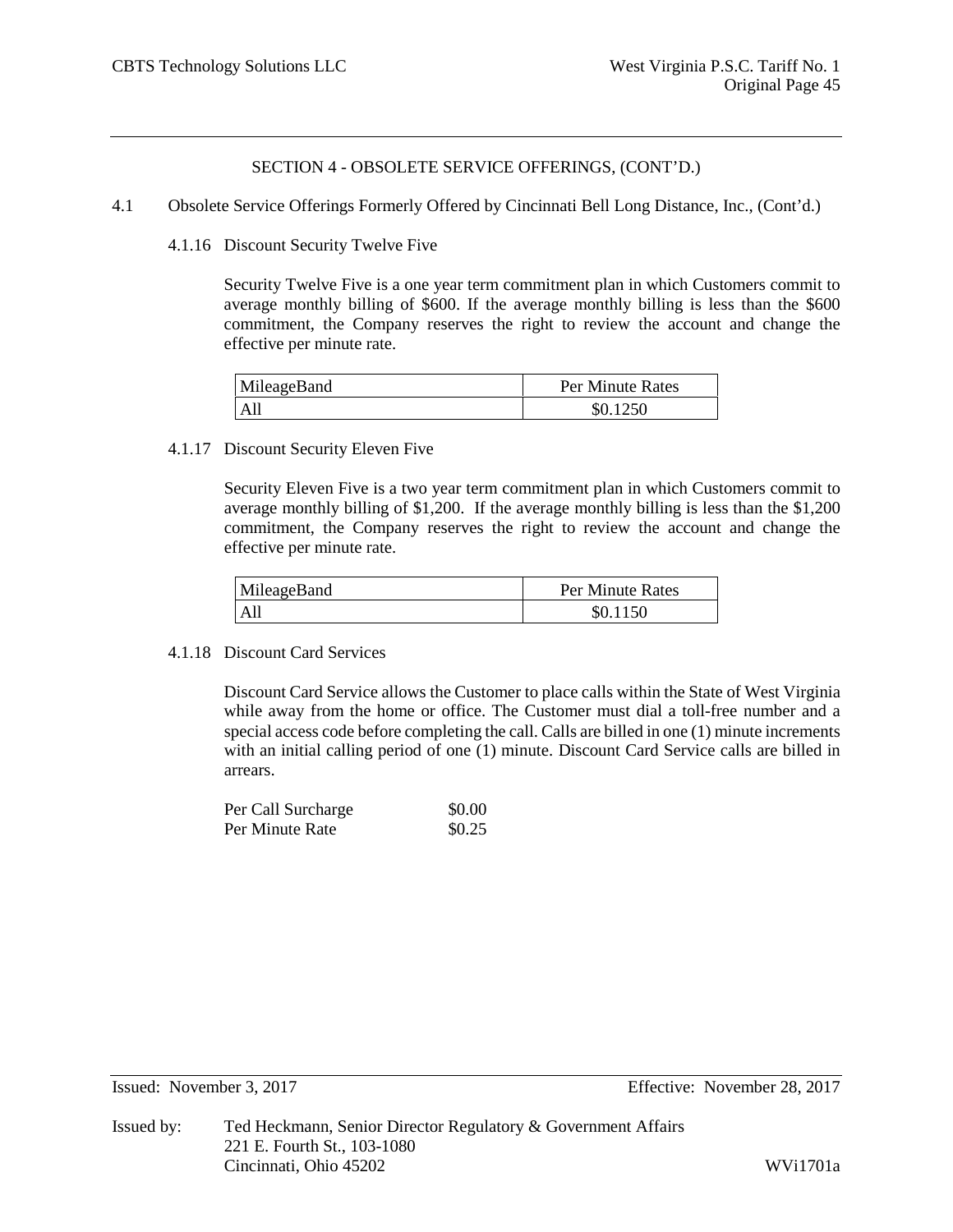## SECTION 4 - OBSOLETE SERVICE OFFERINGS, (CONT'D.)

4.1 Obsolete Service Offerings Formerly Offered by Cincinnati Bell Long Distance, Inc., (Cont'd.)

### 4.1.16 Discount Security Twelve Five

Security Twelve Five is a one year term commitment plan in which Customers commit to average monthly billing of $600. If the average monthly billing is less than the $600 commitment, the Company reserves the right to review the account and change the effective per minute rate.

| MileageBand | Per Minute Rates |
|---|---|
| All | $0.1250 |

### 4.1.17 Discount Security Eleven Five

Security Eleven Five is a two year term commitment plan in which Customers commit to average monthly billing of $1,200. If the average monthly billing is less than the $1,200 commitment, the Company reserves the right to review the account and change the effective per minute rate.

| MileageBand | Per Minute Rates |
|---|---|
| All | $0.1150 |

### 4.1.18 Discount Card Services

Discount Card Service allows the Customer to place calls within the State of West Virginia while away from the home or office. The Customer must dial a toll-free number and a special access code before completing the call. Calls are billed in one (1) minute increments with an initial calling period of one (1) minute. Discount Card Service calls are billed in arrears.

| | |
|---|---|
| Per Call Surcharge | $0.00 |
| Per Minute Rate | $0.25 |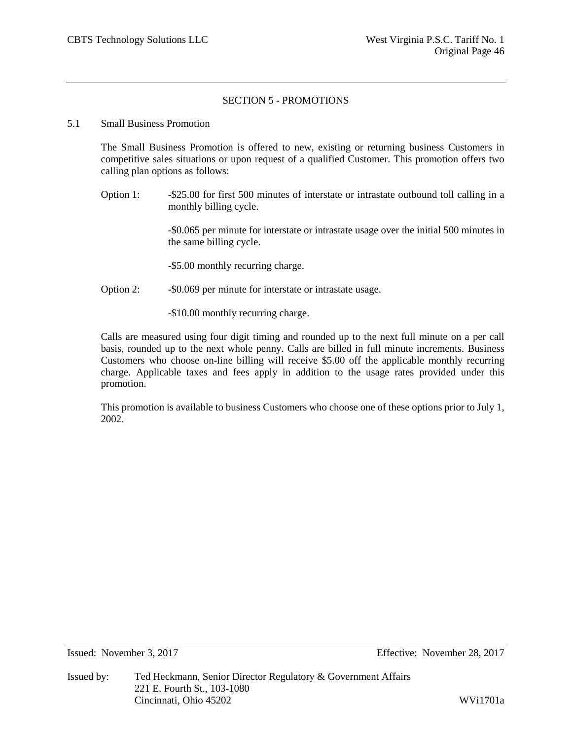## SECTION 5 - PROMOTIONS

### 5.1 Small Business Promotion

The Small Business Promotion is offered to new, existing or returning business Customers in competitive sales situations or upon request of a qualified Customer. This promotion offers two calling plan options as follows:

Option 1:

-$25.00 for first 500 minutes of interstate or intrastate outbound toll calling in a monthly billing cycle.

-$0.065 per minute for interstate or intrastate usage over the initial 500 minutes in the same billing cycle.

-$5.00 monthly recurring charge.

Option 2:

-$0.069 per minute for interstate or intrastate usage.

-$10.00 monthly recurring charge.

Calls are measured using four digit timing and rounded up to the next full minute on a per call basis, rounded up to the next whole penny. Calls are billed in full minute increments. Business Customers who choose on-line billing will receive $5.00 off the applicable monthly recurring charge. Applicable taxes and fees apply in addition to the usage rates provided under this promotion.

This promotion is available to business Customers who choose one of these options prior to July 1, 2002.